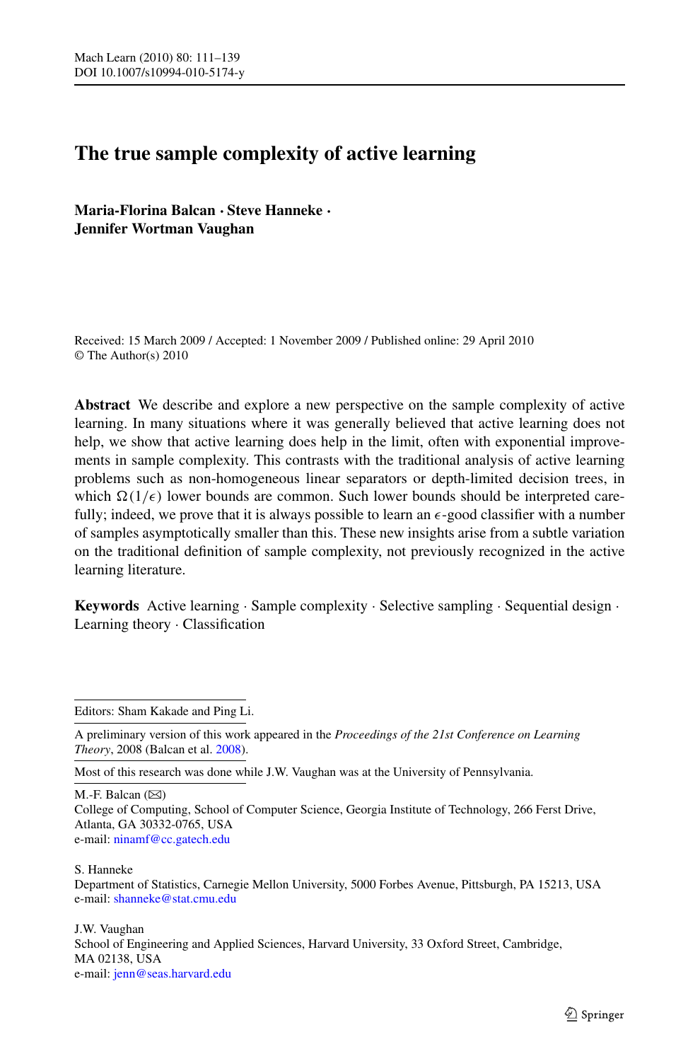# The true sample complexity of active learning

**Maria-Florina Balcan · Steve Hanneke · Jennifer Wortman Vaughan**

Received: 15 March 2009 / Accepted: 1 November 2009 / Published online: 29 April 2010
© The Author(s) 2010

**Abstract** We describe and explore a new perspective on the sample complexity of active learning. In many situations where it was generally believed that active learning does not help, we show that active learning does help in the limit, often with exponential improvements in sample complexity. This contrasts with the traditional analysis of active learning problems such as non-homogeneous linear separators or depth-limited decision trees, in which $\Omega(1/\epsilon)$ lower bounds are common. Such lower bounds should be interpreted carefully; indeed, we prove that it is always possible to learn an $\epsilon$-good classifier with a number of samples asymptotically smaller than this. These new insights arise from a subtle variation on the traditional definition of sample complexity, not previously recognized in the active learning literature.

**Keywords** Active learning · Sample complexity · Selective sampling · Sequential design · Learning theory · Classification

Editors: Sham Kakade and Ping Li.

A preliminary version of this work appeared in the *Proceedings of the 21st Conference on Learning Theory*, 2008 (Balcan et al. 2008).

Most of this research was done while J.W. Vaughan was at the University of Pennsylvania.

M.-F. Balcan (✉)
College of Computing, School of Computer Science, Georgia Institute of Technology, 266 Ferst Drive, Atlanta, GA 30332-0765, USA
e-mail: ninamf@cc.gatech.edu

S. Hanneke
Department of Statistics, Carnegie Mellon University, 5000 Forbes Avenue, Pittsburgh, PA 15213, USA
e-mail: shanneke@stat.cmu.edu

J.W. Vaughan
School of Engineering and Applied Sciences, Harvard University, 33 Oxford Street, Cambridge, MA 02138, USA
e-mail: jenn@seas.harvard.edu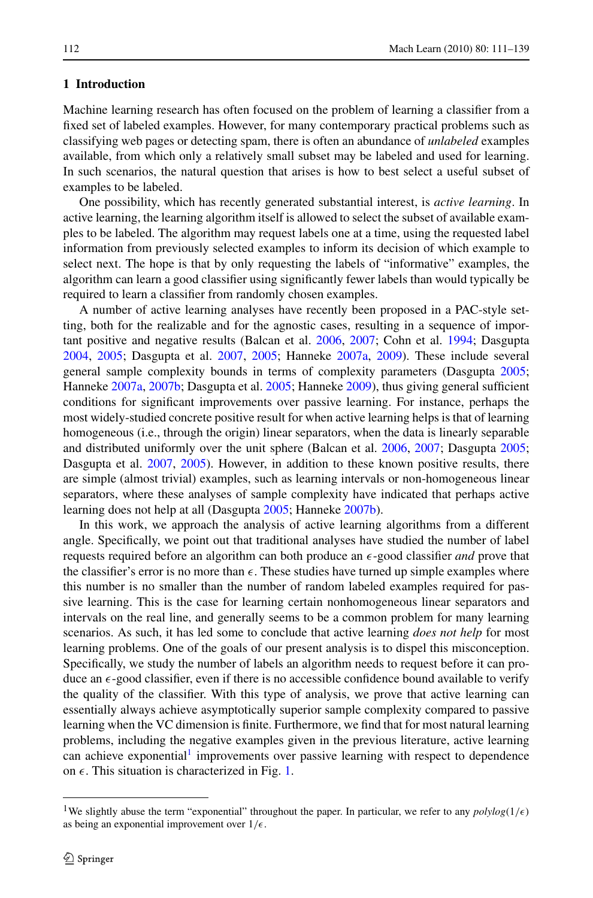## 1 Introduction

Machine learning research has often focused on the problem of learning a classifier from a fixed set of labeled examples. However, for many contemporary practical problems such as classifying web pages or detecting spam, there is often an abundance of *unlabeled* examples available, from which only a relatively small subset may be labeled and used for learning. In such scenarios, the natural question that arises is how to best select a useful subset of examples to be labeled.

One possibility, which has recently generated substantial interest, is *active learning*. In active learning, the learning algorithm itself is allowed to select the subset of available examples to be labeled. The algorithm may request labels one at a time, using the requested label information from previously selected examples to inform its decision of which example to select next. The hope is that by only requesting the labels of "informative" examples, the algorithm can learn a good classifier using significantly fewer labels than would typically be required to learn a classifier from randomly chosen examples.

A number of active learning analyses have recently been proposed in a PAC-style setting, both for the realizable and for the agnostic cases, resulting in a sequence of important positive and negative results (Balcan et al. 2006, 2007; Cohn et al. 1994; Dasgupta 2004, 2005; Dasgupta et al. 2007, 2005; Hanneke 2007a, 2009). These include several general sample complexity bounds in terms of complexity parameters (Dasgupta 2005; Hanneke 2007a, 2007b; Dasgupta et al. 2005; Hanneke 2009), thus giving general sufficient conditions for significant improvements over passive learning. For instance, perhaps the most widely-studied concrete positive result for when active learning helps is that of learning homogeneous (i.e., through the origin) linear separators, when the data is linearly separable and distributed uniformly over the unit sphere (Balcan et al. 2006, 2007; Dasgupta 2005; Dasgupta et al. 2007, 2005). However, in addition to these known positive results, there are simple (almost trivial) examples, such as learning intervals or non-homogeneous linear separators, where these analyses of sample complexity have indicated that perhaps active learning does not help at all (Dasgupta 2005; Hanneke 2007b).

In this work, we approach the analysis of active learning algorithms from a different angle. Specifically, we point out that traditional analyses have studied the number of label requests required before an algorithm can both produce an $\epsilon$-good classifier *and* prove that the classifier's error is no more than $\epsilon$. These studies have turned up simple examples where this number is no smaller than the number of random labeled examples required for passive learning. This is the case for learning certain nonhomogeneous linear separators and intervals on the real line, and generally seems to be a common problem for many learning scenarios. As such, it has led some to conclude that active learning *does not help* for most learning problems. One of the goals of our present analysis is to dispel this misconception. Specifically, we study the number of labels an algorithm needs to request before it can produce an $\epsilon$-good classifier, even if there is no accessible confidence bound available to verify the quality of the classifier. With this type of analysis, we prove that active learning can essentially always achieve asymptotically superior sample complexity compared to passive learning when the VC dimension is finite. Furthermore, we find that for most natural learning problems, including the negative examples given in the previous literature, active learning can achieve exponential[1] improvements over passive learning with respect to dependence on $\epsilon$. This situation is characterized in Fig. 1.

---

[1] We slightly abuse the term "exponential" throughout the paper. In particular, we refer to any $polylog(1/\epsilon)$ as being an exponential improvement over $1/\epsilon$.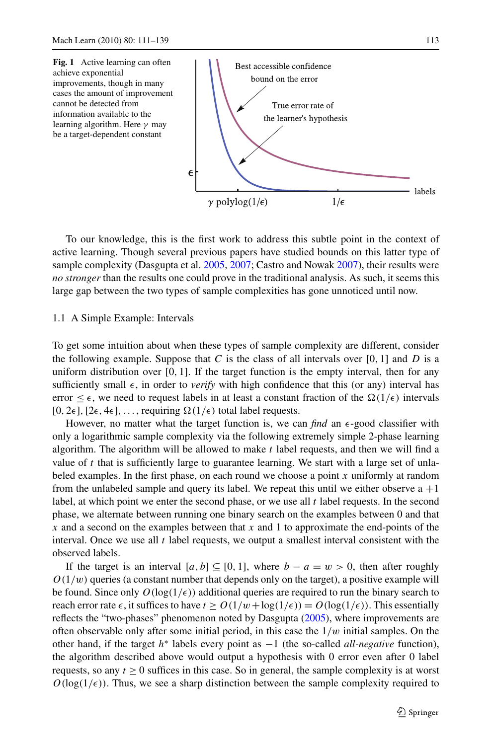**Fig. 1** Active learning can often achieve exponential improvements, though in many cases the amount of improvement cannot be detected from information available to the learning algorithm. Here $\gamma$ may be a target-dependent constant

To our knowledge, this is the first work to address this subtle point in the context of active learning. Though several previous papers have studied bounds on this latter type of sample complexity (Dasgupta et al. 2005, 2007; Castro and Nowak 2007), their results were *no stronger* than the results one could prove in the traditional analysis. As such, it seems this large gap between the two types of sample complexities has gone unnoticed until now.

### 1.1 A Simple Example: Intervals

To get some intuition about when these types of sample complexity are different, consider the following example. Suppose that $C$ is the class of all intervals over $[0, 1]$ and $D$ is a uniform distribution over $[0, 1]$. If the target function is the empty interval, then for any sufficiently small $\epsilon$, in order to *verify* with high confidence that this (or any) interval has error $\leq \epsilon$, we need to request labels in at least a constant fraction of the $\Omega(1/\epsilon)$ intervals $[0, 2\epsilon], [2\epsilon, 4\epsilon], \ldots$, requiring $\Omega(1/\epsilon)$ total label requests.

However, no matter what the target function is, we can *find* an $\epsilon$-good classifier with only a logarithmic sample complexity via the following extremely simple 2-phase learning algorithm. The algorithm will be allowed to make $t$ label requests, and then we will find a value of $t$ that is sufficiently large to guarantee learning. We start with a large set of unlabeled examples. In the first phase, on each round we choose a point $x$ uniformly at random from the unlabeled sample and query its label. We repeat this until we either observe a $+1$ label, at which point we enter the second phase, or we use all $t$ label requests. In the second phase, we alternate between running one binary search on the examples between 0 and that $x$ and a second on the examples between that $x$ and 1 to approximate the end-points of the interval. Once we use all $t$ label requests, we output a smallest interval consistent with the observed labels.

If the target is an interval $[a, b] \subseteq [0, 1]$, where $b - a = w > 0$, then after roughly $O(1/w)$ queries (a constant number that depends only on the target), a positive example will be found. Since only $O(\log(1/\epsilon))$ additional queries are required to run the binary search to reach error rate $\epsilon$, it suffices to have $t \geq O(1/w + \log(1/\epsilon)) = O(\log(1/\epsilon))$. This essentially reflects the "two-phases" phenomenon noted by Dasgupta (2005), where improvements are often observable only after some initial period, in this case the $1/w$ initial samples. On the other hand, if the target $h^*$ labels every point as $-1$ (the so-called *all-negative* function), the algorithm described above would output a hypothesis with 0 error even after 0 label requests, so any $t \geq 0$ suffices in this case. So in general, the sample complexity is at worst $O(\log(1/\epsilon))$. Thus, we see a sharp distinction between the sample complexity required to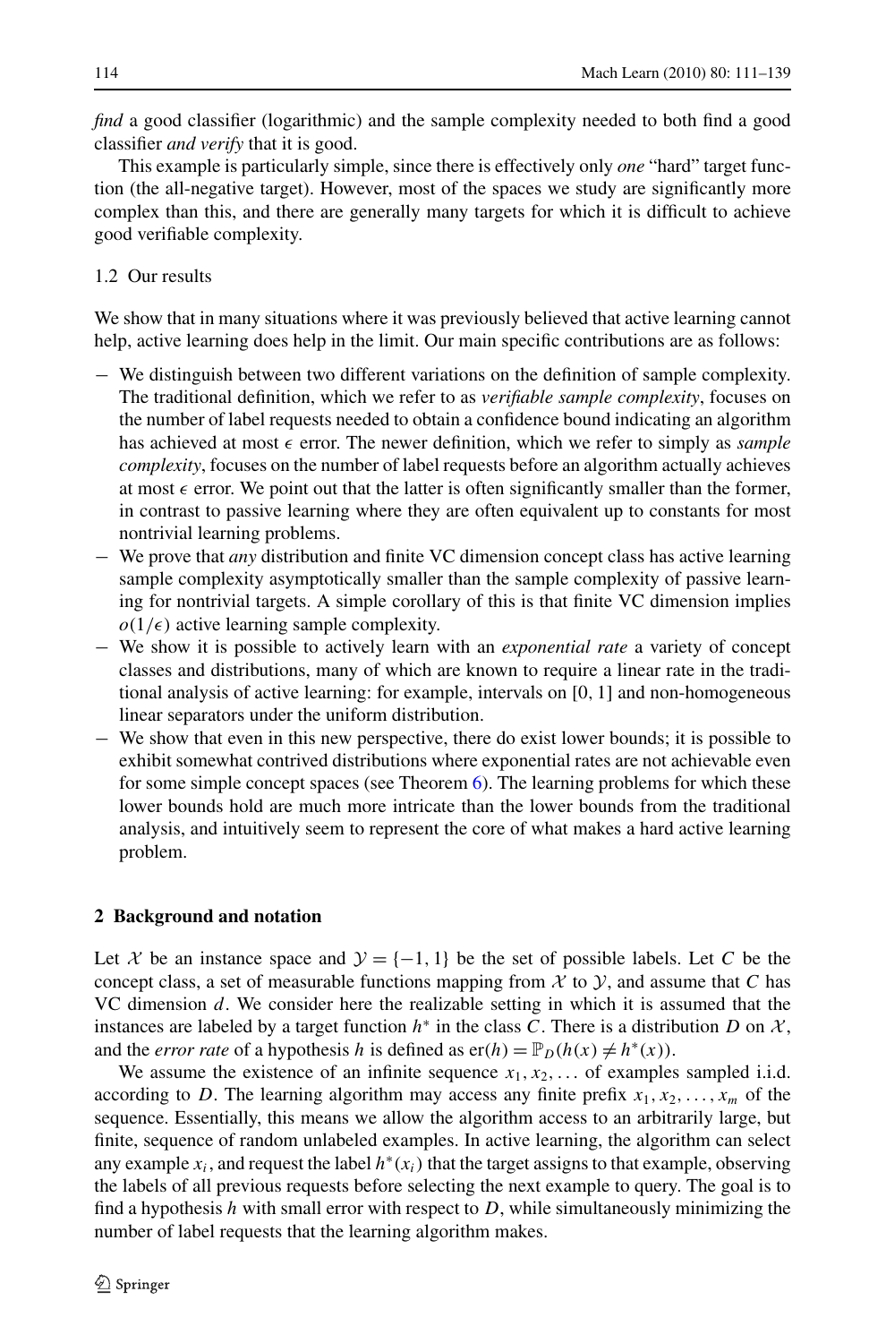*find* a good classifier (logarithmic) and the sample complexity needed to both find a good classifier *and verify* that it is good.

This example is particularly simple, since there is effectively only *one* "hard" target function (the all-negative target). However, most of the spaces we study are significantly more complex than this, and there are generally many targets for which it is difficult to achieve good verifiable complexity.

### 1.2 Our results

We show that in many situations where it was previously believed that active learning cannot help, active learning does help in the limit. Our main specific contributions are as follows:

- We distinguish between two different variations on the definition of sample complexity. The traditional definition, which we refer to as *verifiable sample complexity*, focuses on the number of label requests needed to obtain a confidence bound indicating an algorithm has achieved at most $\epsilon$ error. The newer definition, which we refer to simply as *sample complexity*, focuses on the number of label requests before an algorithm actually achieves at most $\epsilon$ error. We point out that the latter is often significantly smaller than the former, in contrast to passive learning where they are often equivalent up to constants for most nontrivial learning problems.
- We prove that *any* distribution and finite VC dimension concept class has active learning sample complexity asymptotically smaller than the sample complexity of passive learning for nontrivial targets. A simple corollary of this is that finite VC dimension implies $o(1/\epsilon)$ active learning sample complexity.
- We show it is possible to actively learn with an *exponential rate* a variety of concept classes and distributions, many of which are known to require a linear rate in the traditional analysis of active learning: for example, intervals on $[0, 1]$ and non-homogeneous linear separators under the uniform distribution.
- We show that even in this new perspective, there do exist lower bounds; it is possible to exhibit somewhat contrived distributions where exponential rates are not achievable even for some simple concept spaces (see Theorem 6). The learning problems for which these lower bounds hold are much more intricate than the lower bounds from the traditional analysis, and intuitively seem to represent the core of what makes a hard active learning problem.

## 2 Background and notation

Let $\mathcal{X}$ be an instance space and $\mathcal{Y} = \{-1, 1\}$ be the set of possible labels. Let $C$ be the concept class, a set of measurable functions mapping from $\mathcal{X}$ to $\mathcal{Y}$, and assume that $C$ has VC dimension $d$. We consider here the realizable setting in which it is assumed that the instances are labeled by a target function $h^*$ in the class $C$. There is a distribution $D$ on $\mathcal{X}$, and the *error rate* of a hypothesis $h$ is defined as $\text{er}(h) = \mathbb{P}_D(h(x) \neq h^*(x))$.

We assume the existence of an infinite sequence $x_1, x_2, \ldots$ of examples sampled i.i.d. according to $D$. The learning algorithm may access any finite prefix $x_1, x_2, \ldots, x_m$ of the sequence. Essentially, this means we allow the algorithm access to an arbitrarily large, but finite, sequence of random unlabeled examples. In active learning, the algorithm can select any example $x_i$, and request the label $h^*(x_i)$ that the target assigns to that example, observing the labels of all previous requests before selecting the next example to query. The goal is to find a hypothesis $h$ with small error with respect to $D$, while simultaneously minimizing the number of label requests that the learning algorithm makes.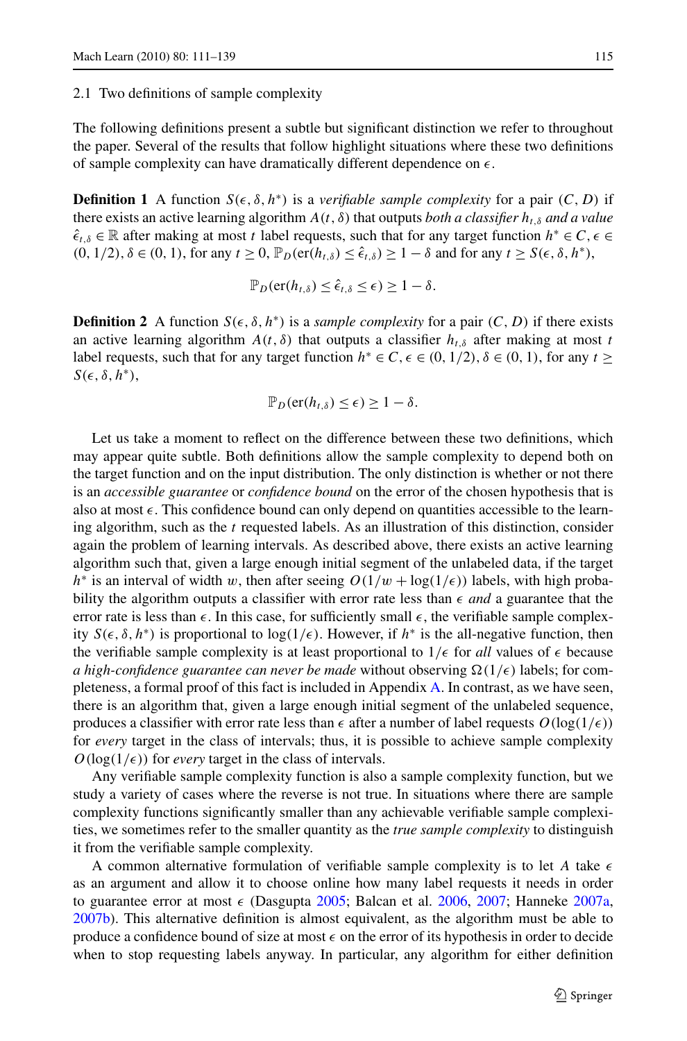### 2.1 Two definitions of sample complexity

The following definitions present a subtle but significant distinction we refer to throughout the paper. Several of the results that follow highlight situations where these two definitions of sample complexity can have dramatically different dependence on $\epsilon$.

**Definition 1** A function $S(\epsilon, \delta, h^*)$ is a *verifiable sample complexity* for a pair $(C, D)$ if there exists an active learning algorithm $A(t, \delta)$ that outputs *both a classifier $h_{t,\delta}$ and a value $\hat{\epsilon}_{t,\delta} \in \mathbb{R}$* after making at most $t$ label requests, such that for any target function $h^* \in C$, $\epsilon \in (0, 1/2)$, $\delta \in (0, 1)$, for any $t \geq 0$, $\mathbb{P}_D(\text{er}(h_{t,\delta}) \leq \hat{\epsilon}_{t,\delta}) \geq 1 - \delta$ and for any $t \geq S(\epsilon, \delta, h^*)$,

$$\mathbb{P}_D(\text{er}(h_{t,\delta}) \leq \hat{\epsilon}_{t,\delta} \leq \epsilon) \geq 1 - \delta.$$

**Definition 2** A function $S(\epsilon, \delta, h^*)$ is a *sample complexity* for a pair $(C, D)$ if there exists an active learning algorithm $A(t, \delta)$ that outputs a classifier $h_{t,\delta}$ after making at most $t$ label requests, such that for any target function $h^* \in C$, $\epsilon \in (0, 1/2)$, $\delta \in (0, 1)$, for any $t \geq S(\epsilon, \delta, h^*)$,

$$\mathbb{P}_D(\text{er}(h_{t,\delta}) \leq \epsilon) \geq 1 - \delta.$$

Let us take a moment to reflect on the difference between these two definitions, which may appear quite subtle. Both definitions allow the sample complexity to depend both on the target function and on the input distribution. The only distinction is whether or not there is an *accessible guarantee* or *confidence bound* on the error of the chosen hypothesis that is also at most $\epsilon$. This confidence bound can only depend on quantities accessible to the learning algorithm, such as the $t$ requested labels. As an illustration of this distinction, consider again the problem of learning intervals. As described above, there exists an active learning algorithm such that, given a large enough initial segment of the unlabeled data, if the target $h^*$ is an interval of width $w$, then after seeing $O(1/w + \log(1/\epsilon))$ labels, with high probability the algorithm outputs a classifier with error rate less than $\epsilon$ *and* a guarantee that the error rate is less than $\epsilon$. In this case, for sufficiently small $\epsilon$, the verifiable sample complexity $S(\epsilon, \delta, h^*)$ is proportional to $\log(1/\epsilon)$. However, if $h^*$ is the all-negative function, then the verifiable sample complexity is at least proportional to $1/\epsilon$ for *all* values of $\epsilon$ because *a high-confidence guarantee can never be made* without observing $\Omega(1/\epsilon)$ labels; for completeness, a formal proof of this fact is included in Appendix A. In contrast, as we have seen, there is an algorithm that, given a large enough initial segment of the unlabeled sequence, produces a classifier with error rate less than $\epsilon$ after a number of label requests $O(\log(1/\epsilon))$ for *every* target in the class of intervals; thus, it is possible to achieve sample complexity $O(\log(1/\epsilon))$ for *every* target in the class of intervals.

Any verifiable sample complexity function is also a sample complexity function, but we study a variety of cases where the reverse is not true. In situations where there are sample complexity functions significantly smaller than any achievable verifiable sample complexities, we sometimes refer to the smaller quantity as the *true sample complexity* to distinguish it from the verifiable sample complexity.

A common alternative formulation of verifiable sample complexity is to let $A$ take $\epsilon$ as an argument and allow it to choose online how many label requests it needs in order to guarantee error at most $\epsilon$ (Dasgupta 2005; Balcan et al. 2006, 2007; Hanneke 2007a, 2007b). This alternative definition is almost equivalent, as the algorithm must be able to produce a confidence bound of size at most $\epsilon$ on the error of its hypothesis in order to decide when to stop requesting labels anyway. In particular, any algorithm for either definition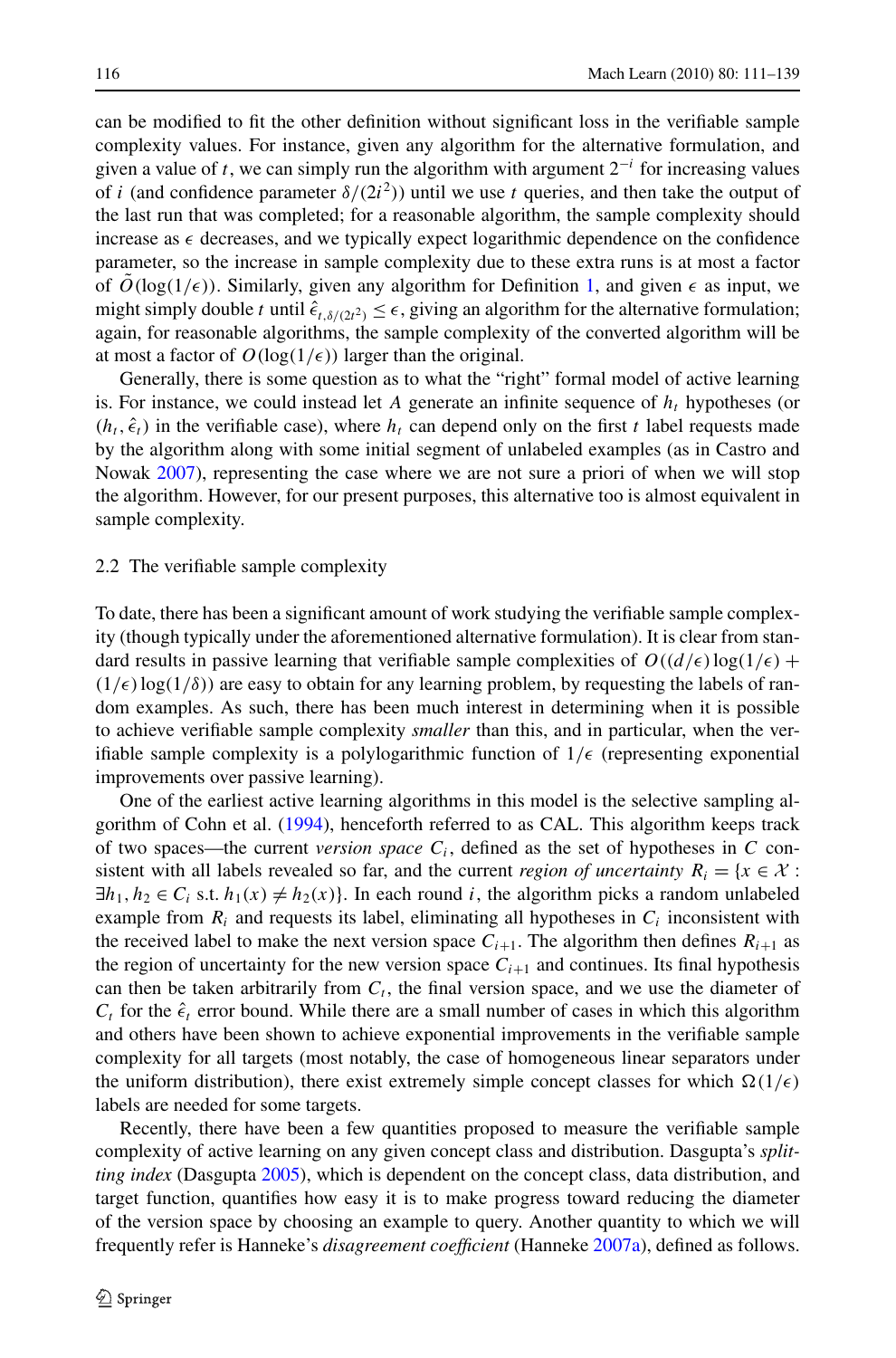can be modified to fit the other definition without significant loss in the verifiable sample complexity values. For instance, given any algorithm for the alternative formulation, and given a value of $t$, we can simply run the algorithm with argument $2^{-i}$ for increasing values of $i$ (and confidence parameter $\delta/(2i^2)$) until we use $t$ queries, and then take the output of the last run that was completed; for a reasonable algorithm, the sample complexity should increase as $\epsilon$ decreases, and we typically expect logarithmic dependence on the confidence parameter, so the increase in sample complexity due to these extra runs is at most a factor of $\tilde{O}(\log(1/\epsilon))$. Similarly, given any algorithm for Definition 1, and given $\epsilon$ as input, we might simply double $t$ until $\hat{\epsilon}_{t,\delta/(2t^2)} \leq \epsilon$, giving an algorithm for the alternative formulation; again, for reasonable algorithms, the sample complexity of the converted algorithm will be at most a factor of $O(\log(1/\epsilon))$ larger than the original.

Generally, there is some question as to what the "right" formal model of active learning is. For instance, we could instead let $A$ generate an infinite sequence of $h_t$ hypotheses (or $(h_t, \hat{\epsilon}_t)$ in the verifiable case), where $h_t$ can depend only on the first $t$ label requests made by the algorithm along with some initial segment of unlabeled examples (as in Castro and Nowak 2007), representing the case where we are not sure a priori of when we will stop the algorithm. However, for our present purposes, this alternative too is almost equivalent in sample complexity.

### 2.2 The verifiable sample complexity

To date, there has been a significant amount of work studying the verifiable sample complexity (though typically under the aforementioned alternative formulation). It is clear from standard results in passive learning that verifiable sample complexities of $O((d/\epsilon)\log(1/\epsilon) + (1/\epsilon)\log(1/\delta))$ are easy to obtain for any learning problem, by requesting the labels of random examples. As such, there has been much interest in determining when it is possible to achieve verifiable sample complexity *smaller* than this, and in particular, when the verifiable sample complexity is a polylogarithmic function of $1/\epsilon$ (representing exponential improvements over passive learning).

One of the earliest active learning algorithms in this model is the selective sampling algorithm of Cohn et al. (1994), henceforth referred to as CAL. This algorithm keeps track of two spaces—the current *version space* $C_i$, defined as the set of hypotheses in $C$ consistent with all labels revealed so far, and the current *region of uncertainty* $R_i = \{x \in \mathcal{X} : \exists h_1, h_2 \in C_i \text{ s.t. } h_1(x) \neq h_2(x)\}$. In each round $i$, the algorithm picks a random unlabeled example from $R_i$ and requests its label, eliminating all hypotheses in $C_i$ inconsistent with the received label to make the next version space $C_{i+1}$. The algorithm then defines $R_{i+1}$ as the region of uncertainty for the new version space $C_{i+1}$ and continues. Its final hypothesis can then be taken arbitrarily from $C_t$, the final version space, and we use the diameter of $C_t$ for the $\hat{\epsilon}_t$ error bound. While there are a small number of cases in which this algorithm and others have been shown to achieve exponential improvements in the verifiable sample complexity for all targets (most notably, the case of homogeneous linear separators under the uniform distribution), there exist extremely simple concept classes for which $\Omega(1/\epsilon)$ labels are needed for some targets.

Recently, there have been a few quantities proposed to measure the verifiable sample complexity of active learning on any given concept class and distribution. Dasgupta's *splitting index* (Dasgupta 2005), which is dependent on the concept class, data distribution, and target function, quantifies how easy it is to make progress toward reducing the diameter of the version space by choosing an example to query. Another quantity to which we will frequently refer is Hanneke's *disagreement coefficient* (Hanneke 2007a), defined as follows.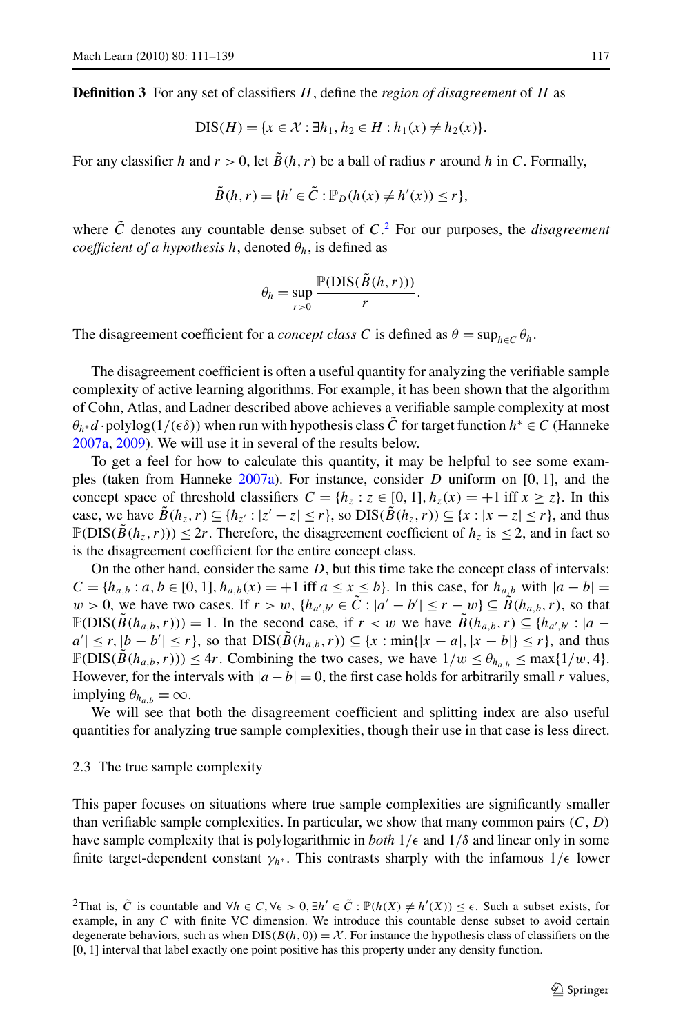**Definition 3** For any set of classifiers $H$, define the *region of disagreement* of $H$ as

$$\mathrm{DIS}(H) = \{x \in \mathcal{X} : \exists h_1, h_2 \in H : h_1(x) \neq h_2(x)\}.$$

For any classifier $h$ and $r > 0$, let $\tilde{B}(h, r)$ be a ball of radius $r$ around $h$ in $C$. Formally,

$$\tilde{B}(h, r) = \{h' \in \tilde{C} : \mathbb{P}_D(h(x) \neq h'(x)) \leq r\},$$

where $\tilde{C}$ denotes any countable dense subset of $C$.[2] For our purposes, the *disagreement coefficient of a hypothesis* $h$, denoted $\theta_h$, is defined as

$$\theta_h = \sup_{r>0} \frac{\mathbb{P}(\mathrm{DIS}(\tilde{B}(h, r)))}{r}.$$

The disagreement coefficient for a *concept class* $C$ is defined as $\theta = \sup_{h \in C} \theta_h$.

The disagreement coefficient is often a useful quantity for analyzing the verifiable sample complexity of active learning algorithms. For example, it has been shown that the algorithm of Cohn, Atlas, and Ladner described above achieves a verifiable sample complexity at most $\theta_{h^*} d \cdot \mathrm{polylog}(1/(\epsilon\delta))$ when run with hypothesis class $\tilde{C}$ for target function $h^* \in C$ (Hanneke 2007a, 2009). We will use it in several of the results below.

To get a feel for how to calculate this quantity, it may be helpful to see some examples (taken from Hanneke 2007a). For instance, consider $D$ uniform on $[0, 1]$, and the concept space of threshold classifiers $C = \{h_z : z \in [0, 1], h_z(x) = +1 \text{ iff } x \geq z\}$. In this case, we have $\tilde{B}(h_z, r) \subseteq \{h_{z'} : |z' - z| \leq r\}$, so $\mathrm{DIS}(\tilde{B}(h_z, r)) \subseteq \{x : |x - z| \leq r\}$, and thus $\mathbb{P}(\mathrm{DIS}(\tilde{B}(h_z, r))) \leq 2r$. Therefore, the disagreement coefficient of $h_z$ is $\leq 2$, and in fact so is the disagreement coefficient for the entire concept class.

On the other hand, consider the same $D$, but this time take the concept class of intervals: $C = \{h_{a,b} : a, b \in [0, 1], h_{a,b}(x) = +1 \text{ iff } a \leq x \leq b\}$. In this case, for $h_{a,b}$ with $|a - b| = w > 0$, we have two cases. If $r > w$, $\{h_{a',b'} \in \tilde{C} : |a' - b'| \leq r - w\} \subseteq \tilde{B}(h_{a,b}, r)$, so that $\mathbb{P}(\mathrm{DIS}(\tilde{B}(h_{a,b}, r))) = 1$. In the second case, if $r < w$ we have $\tilde{B}(h_{a,b}, r) \subseteq \{h_{a',b'} : |a - a'| \leq r, |b - b'| \leq r\}$, so that $\mathrm{DIS}(\tilde{B}(h_{a,b}, r)) \subseteq \{x : \min\{|x - a|, |x - b|\} \leq r\}$, and thus $\mathbb{P}(\mathrm{DIS}(\tilde{B}(h_{a,b}, r))) \leq 4r$. Combining the two cases, we have $1/w \leq \theta_{h_{a,b}} \leq \max\{1/w, 4\}$. However, for the intervals with $|a - b| = 0$, the first case holds for arbitrarily small $r$ values, implying $\theta_{h_{a,b}} = \infty$.

We will see that both the disagreement coefficient and splitting index are also useful quantities for analyzing true sample complexities, though their use in that case is less direct.

### 2.3 The true sample complexity

This paper focuses on situations where true sample complexities are significantly smaller than verifiable sample complexities. In particular, we show that many common pairs $(C, D)$ have sample complexity that is polylogarithmic in *both* $1/\epsilon$ and $1/\delta$ and linear only in some finite target-dependent constant $\gamma_{h^*}$. This contrasts sharply with the infamous $1/\epsilon$ lower

---

[2] That is, $\tilde{C}$ is countable and $\forall h \in C, \forall \epsilon > 0, \exists h' \in \tilde{C} : \mathbb{P}(h(X) \neq h'(X)) \leq \epsilon$. Such a subset exists, for example, in any $C$ with finite VC dimension. We introduce this countable dense subset to avoid certain degenerate behaviors, such as when $\mathrm{DIS}(B(h, 0)) = \mathcal{X}$. For instance the hypothesis class of classifiers on the $[0, 1]$ interval that label exactly one point positive has this property under any density function.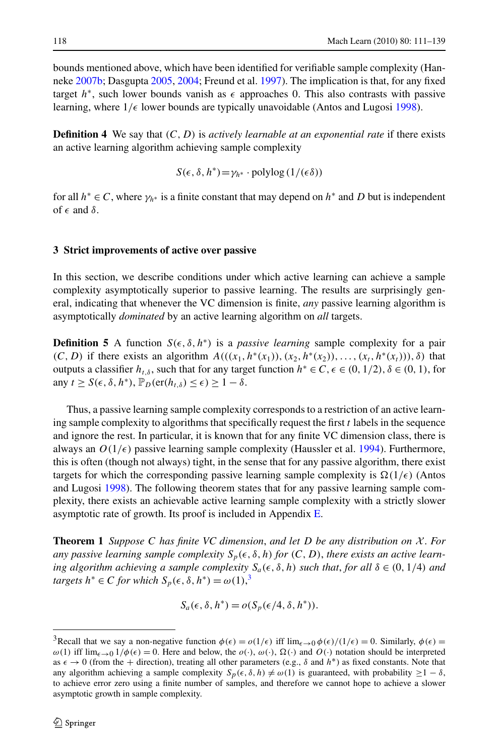bounds mentioned above, which have been identified for verifiable sample complexity (Hanneke 2007b; Dasgupta 2005, 2004; Freund et al. 1997). The implication is that, for any fixed target $h^*$, such lower bounds vanish as $\epsilon$ approaches 0. This also contrasts with passive learning, where $1/\epsilon$ lower bounds are typically unavoidable (Antos and Lugosi 1998).

**Definition 4** We say that $(C, D)$ is *actively learnable at an exponential rate* if there exists an active learning algorithm achieving sample complexity

$$S(\epsilon, \delta, h^*) = \gamma_{h^*} \cdot \text{polylog}\,(1/(\epsilon\delta))$$

for all $h^* \in C$, where $\gamma_{h^*}$ is a finite constant that may depend on $h^*$ and $D$ but is independent of $\epsilon$ and $\delta$.

## 3 Strict improvements of active over passive

In this section, we describe conditions under which active learning can achieve a sample complexity asymptotically superior to passive learning. The results are surprisingly general, indicating that whenever the VC dimension is finite, *any* passive learning algorithm is asymptotically *dominated* by an active learning algorithm on *all* targets.

**Definition 5** A function $S(\epsilon, \delta, h^*)$ is a *passive learning* sample complexity for a pair $(C, D)$ if there exists an algorithm $A(((x_1, h^*(x_1)), (x_2, h^*(x_2)), \ldots, (x_t, h^*(x_t))), \delta)$ that outputs a classifier $h_{t,\delta}$, such that for any target function $h^* \in C$, $\epsilon \in (0, 1/2)$, $\delta \in (0, 1)$, for any $t \geq S(\epsilon, \delta, h^*)$, $\mathbb{P}_D(\text{er}(h_{t,\delta}) \leq \epsilon) \geq 1 - \delta$.

Thus, a passive learning sample complexity corresponds to a restriction of an active learning sample complexity to algorithms that specifically request the first $t$ labels in the sequence and ignore the rest. In particular, it is known that for any finite VC dimension class, there is always an $O(1/\epsilon)$ passive learning sample complexity (Haussler et al. 1994). Furthermore, this is often (though not always) tight, in the sense that for any passive algorithm, there exist targets for which the corresponding passive learning sample complexity is $\Omega(1/\epsilon)$ (Antos and Lugosi 1998). The following theorem states that for any passive learning sample complexity, there exists an achievable active learning sample complexity with a strictly slower asymptotic rate of growth. Its proof is included in Appendix E.

**Theorem 1** *Suppose $C$ has finite VC dimension, and let $D$ be any distribution on $\mathcal{X}$. For any passive learning sample complexity $S_p(\epsilon, \delta, h)$ for $(C, D)$, there exists an active learning algorithm achieving a sample complexity $S_a(\epsilon, \delta, h)$ such that, for all $\delta \in (0, 1/4)$ and targets $h^* \in C$ for which $S_p(\epsilon, \delta, h^*) = \omega(1)$,*[3]

$$S_a(\epsilon, \delta, h^*) = o(S_p(\epsilon/4, \delta, h^*)).$$

---

[3] Recall that we say a non-negative function $\phi(\epsilon) = o(1/\epsilon)$ iff $\lim_{\epsilon \to 0} \phi(\epsilon)/(1/\epsilon) = 0$. Similarly, $\phi(\epsilon) = \omega(1)$ iff $\lim_{\epsilon \to 0} 1/\phi(\epsilon) = 0$. Here and below, the $o(\cdot)$, $\omega(\cdot)$, $\Omega(\cdot)$ and $O(\cdot)$ notation should be interpreted as $\epsilon \to 0$ (from the + direction), treating all other parameters (e.g., $\delta$ and $h^*$) as fixed constants. Note that any algorithm achieving a sample complexity $S_p(\epsilon, \delta, h) \neq \omega(1)$ is guaranteed, with probability $\geq 1 - \delta$, to achieve error zero using a finite number of samples, and therefore we cannot hope to achieve a slower asymptotic growth in sample complexity.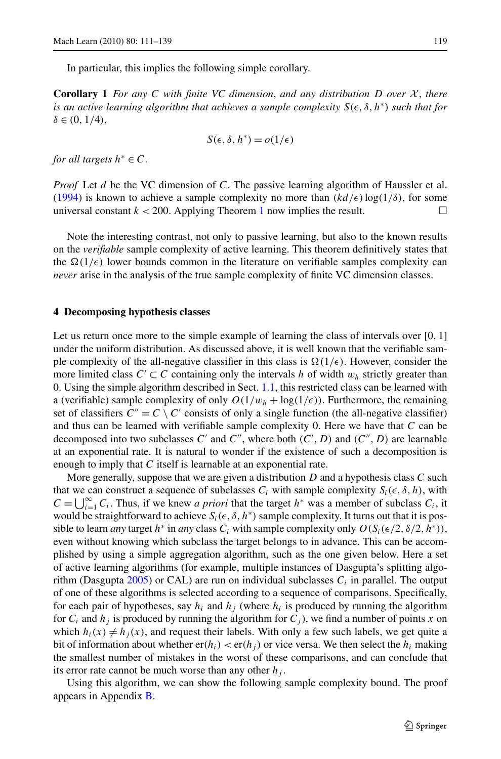In particular, this implies the following simple corollary.

**Corollary 1** *For any $C$ with finite VC dimension, and any distribution $D$ over $\mathcal{X}$, there is an active learning algorithm that achieves a sample complexity $S(\epsilon, \delta, h^*)$ such that for $\delta \in (0, 1/4)$,*

$$S(\epsilon, \delta, h^*) = o(1/\epsilon)$$

*for all targets $h^* \in C$.*

*Proof* Let $d$ be the VC dimension of $C$. The passive learning algorithm of Haussler et al. (1994) is known to achieve a sample complexity no more than $(kd/\epsilon)\log(1/\delta)$, for some universal constant $k < 200$. Applying Theorem 1 now implies the result. □

Note the interesting contrast, not only to passive learning, but also to the known results on the *verifiable* sample complexity of active learning. This theorem definitively states that the $\Omega(1/\epsilon)$ lower bounds common in the literature on verifiable samples complexity can *never* arise in the analysis of the true sample complexity of finite VC dimension classes.

## 4 Decomposing hypothesis classes

Let us return once more to the simple example of learning the class of intervals over $[0, 1]$ under the uniform distribution. As discussed above, it is well known that the verifiable sample complexity of the all-negative classifier in this class is $\Omega(1/\epsilon)$. However, consider the more limited class $C' \subset C$ containing only the intervals $h$ of width $w_h$ strictly greater than 0. Using the simple algorithm described in Sect. 1.1, this restricted class can be learned with a (verifiable) sample complexity of only $O(1/w_h + \log(1/\epsilon))$. Furthermore, the remaining set of classifiers $C'' = C \setminus C'$ consists of only a single function (the all-negative classifier) and thus can be learned with verifiable sample complexity 0. Here we have that $C$ can be decomposed into two subclasses $C'$ and $C''$, where both $(C', D)$ and $(C'', D)$ are learnable at an exponential rate. It is natural to wonder if the existence of such a decomposition is enough to imply that $C$ itself is learnable at an exponential rate.

More generally, suppose that we are given a distribution $D$ and a hypothesis class $C$ such that we can construct a sequence of subclasses $C_i$ with sample complexity $S_i(\epsilon, \delta, h)$, with $C = \bigcup_{i=1}^{\infty} C_i$. Thus, if we knew *a priori* that the target $h^*$ was a member of subclass $C_i$, it would be straightforward to achieve $S_i(\epsilon, \delta, h^*)$ sample complexity. It turns out that it is possible to learn *any* target $h^*$ in *any* class $C_i$ with sample complexity only $O(S_i(\epsilon/2, \delta/2, h^*))$, even without knowing which subclass the target belongs to in advance. This can be accomplished by using a simple aggregation algorithm, such as the one given below. Here a set of active learning algorithms (for example, multiple instances of Dasgupta's splitting algorithm (Dasgupta 2005) or CAL) are run on individual subclasses $C_i$ in parallel. The output of one of these algorithms is selected according to a sequence of comparisons. Specifically, for each pair of hypotheses, say $h_i$ and $h_j$ (where $h_i$ is produced by running the algorithm for $C_i$ and $h_j$ is produced by running the algorithm for $C_j$), we find a number of points $x$ on which $h_i(x) \neq h_j(x)$, and request their labels. With only a few such labels, we get quite a bit of information about whether $\text{er}(h_i) < \text{er}(h_j)$ or vice versa. We then select the $h_i$ making the smallest number of mistakes in the worst of these comparisons, and can conclude that its error rate cannot be much worse than any other $h_j$.

Using this algorithm, we can show the following sample complexity bound. The proof appears in Appendix B.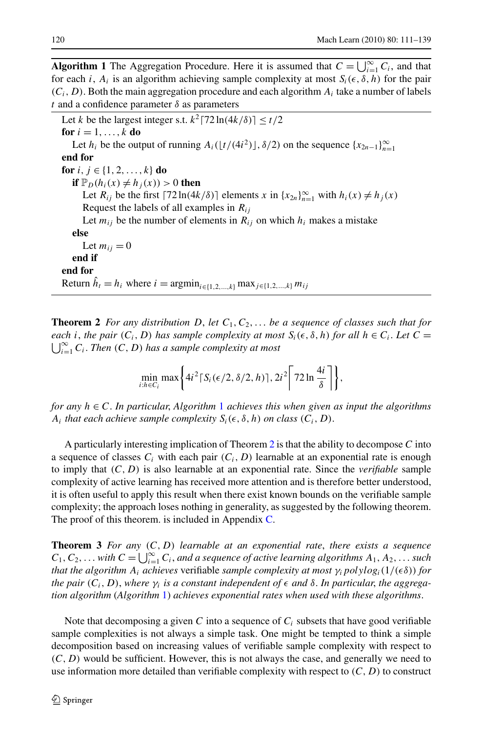**Algorithm 1** The Aggregation Procedure. Here it is assumed that $C = \bigcup_{i=1}^{\infty} C_i$, and that for each $i$, $A_i$ is an algorithm achieving sample complexity at most $S_i(\epsilon, \delta, h)$ for the pair $(C_i, D)$. Both the main aggregation procedure and each algorithm $A_i$ take a number of labels $t$ and a confidence parameter $\delta$ as parameters

---

Let $k$ be the largest integer s.t. $k^2\lceil 72\ln(4k/\delta)\rceil \le t/2$
**for** $i = 1, \dots, k$ **do**
  Let $h_i$ be the output of running $A_i(\lfloor t/(4i^2)\rfloor, \delta/2)$ on the sequence $\{x_{2n-1}\}_{n=1}^{\infty}$
**end for**
**for** $i, j \in \{1, 2, \dots, k\}$ **do**
  **if** $\mathbb{P}_D(h_i(x) \ne h_j(x)) > 0$ **then**
    Let $R_{ij}$ be the first $\lceil 72\ln(4k/\delta)\rceil$ elements $x$ in $\{x_{2n}\}_{n=1}^{\infty}$ with $h_i(x) \ne h_j(x)$
    Request the labels of all examples in $R_{ij}$
    Let $m_{ij}$ be the number of elements in $R_{ij}$ on which $h_i$ makes a mistake
  **else**
    Let $m_{ij} = 0$
  **end if**
**end for**
Return $\hat{h}_t = h_i$ where $i = \mathrm{argmin}_{i\in\{1,2,\dots,k\}} \max_{j\in\{1,2,\dots,k\}} m_{ij}$

---

**Theorem 2** *For any distribution $D$, let $C_1, C_2, \dots$ be a sequence of classes such that for each $i$, the pair $(C_i, D)$ has sample complexity at most $S_i(\epsilon, \delta, h)$ for all $h \in C_i$. Let $C = \bigcup_{i=1}^{\infty} C_i$. Then $(C, D)$ has a sample complexity at most*

$$\min_{i: h\in C_i} \max\left\{4i^2\lceil S_i(\epsilon/2, \delta/2, h)\rceil, 2i^2\left\lceil 72\ln\frac{4i}{\delta}\right\rceil\right\},$$

*for any $h \in C$. In particular, Algorithm 1 achieves this when given as input the algorithms $A_i$ that each achieve sample complexity $S_i(\epsilon, \delta, h)$ on class $(C_i, D)$.*

A particularly interesting implication of Theorem 2 is that the ability to decompose $C$ into a sequence of classes $C_i$ with each pair $(C_i, D)$ learnable at an exponential rate is enough to imply that $(C, D)$ is also learnable at an exponential rate. Since the *verifiable* sample complexity of active learning has received more attention and is therefore better understood, it is often useful to apply this result when there exist known bounds on the verifiable sample complexity; the approach loses nothing in generality, as suggested by the following theorem. The proof of this theorem. is included in Appendix C.

**Theorem 3** *For any $(C, D)$ learnable at an exponential rate, there exists a sequence $C_1, C_2, \dots$ with $C = \bigcup_{i=1}^{\infty} C_i$, and a sequence of active learning algorithms $A_1, A_2, \dots$ such that the algorithm $A_i$ achieves* verifiable *sample complexity at most $\gamma_i\, polylog_i(1/(\epsilon\delta))$ for the pair $(C_i, D)$, where $\gamma_i$ is a constant independent of $\epsilon$ and $\delta$. In particular, the aggregation algorithm (Algorithm 1) achieves exponential rates when used with these algorithms.*

Note that decomposing a given $C$ into a sequence of $C_i$ subsets that have good verifiable sample complexities is not always a simple task. One might be tempted to think a simple decomposition based on increasing values of verifiable sample complexity with respect to $(C, D)$ would be sufficient. However, this is not always the case, and generally we need to use information more detailed than verifiable complexity with respect to $(C, D)$ to construct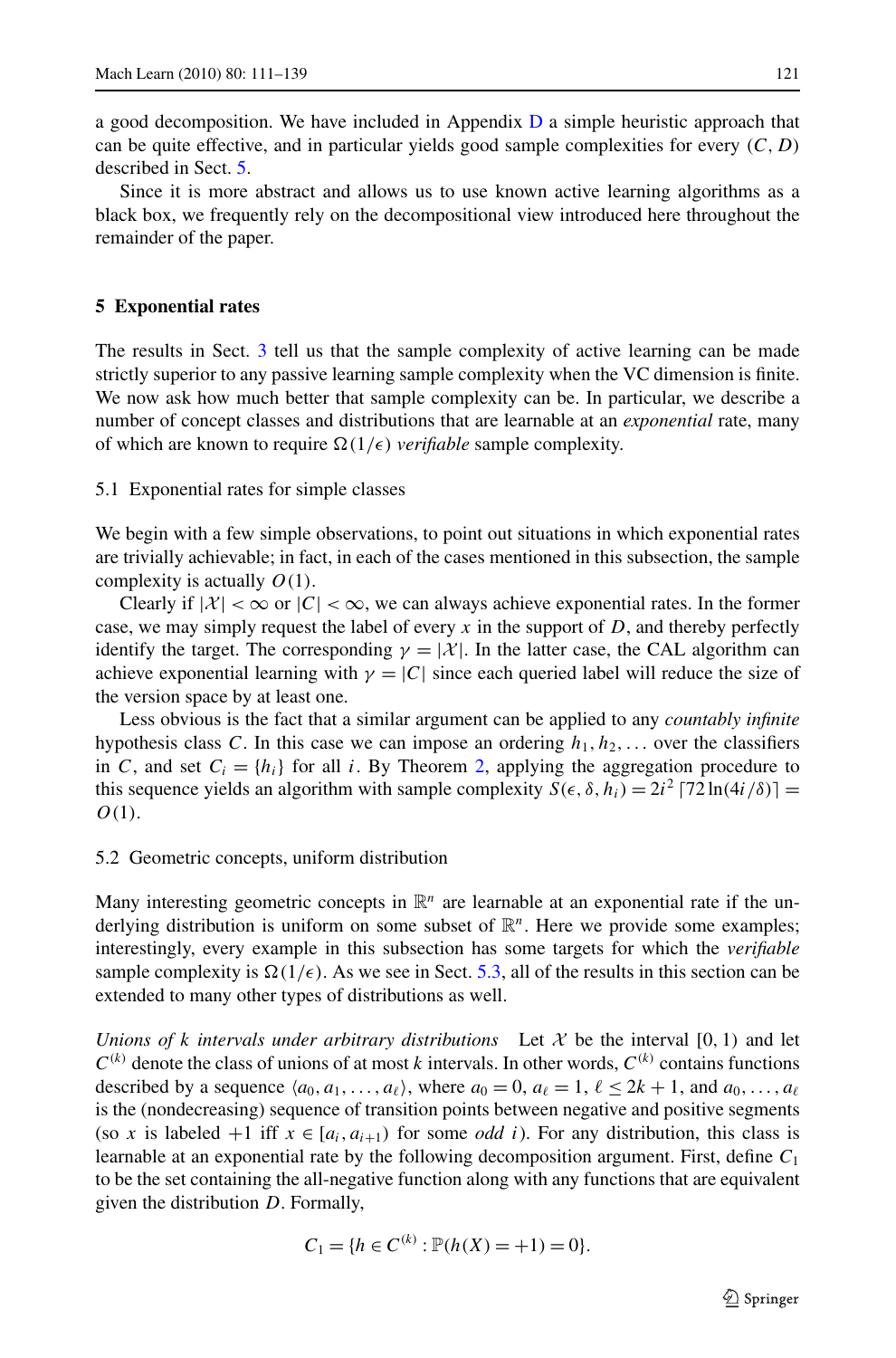a good decomposition. We have included in Appendix D a simple heuristic approach that can be quite effective, and in particular yields good sample complexities for every $(C, D)$ described in Sect. 5.

Since it is more abstract and allows us to use known active learning algorithms as a black box, we frequently rely on the decompositional view introduced here throughout the remainder of the paper.

## 5 Exponential rates

The results in Sect. 3 tell us that the sample complexity of active learning can be made strictly superior to any passive learning sample complexity when the VC dimension is finite. We now ask how much better that sample complexity can be. In particular, we describe a number of concept classes and distributions that are learnable at an *exponential* rate, many of which are known to require $\Omega(1/\epsilon)$ *verifiable* sample complexity.

### 5.1 Exponential rates for simple classes

We begin with a few simple observations, to point out situations in which exponential rates are trivially achievable; in fact, in each of the cases mentioned in this subsection, the sample complexity is actually $O(1)$.

Clearly if $|\mathcal{X}| < \infty$ or $|C| < \infty$, we can always achieve exponential rates. In the former case, we may simply request the label of every $x$ in the support of $D$, and thereby perfectly identify the target. The corresponding $\gamma = |\mathcal{X}|$. In the latter case, the CAL algorithm can achieve exponential learning with $\gamma = |C|$ since each queried label will reduce the size of the version space by at least one.

Less obvious is the fact that a similar argument can be applied to any *countably infinite* hypothesis class $C$. In this case we can impose an ordering $h_1, h_2, \ldots$ over the classifiers in $C$, and set $C_i = \{h_i\}$ for all $i$. By Theorem 2, applying the aggregation procedure to this sequence yields an algorithm with sample complexity $S(\epsilon, \delta, h_i) = 2i^2 \lceil 72 \ln(4i/\delta) \rceil = O(1)$.

### 5.2 Geometric concepts, uniform distribution

Many interesting geometric concepts in $\mathbb{R}^n$ are learnable at an exponential rate if the underlying distribution is uniform on some subset of $\mathbb{R}^n$. Here we provide some examples; interestingly, every example in this subsection has some targets for which the *verifiable* sample complexity is $\Omega(1/\epsilon)$. As we see in Sect. 5.3, all of the results in this section can be extended to many other types of distributions as well.

*Unions of k intervals under arbitrary distributions* Let $\mathcal{X}$ be the interval $[0, 1)$ and let $C^{(k)}$ denote the class of unions of at most $k$ intervals. In other words, $C^{(k)}$ contains functions described by a sequence $\langle a_0, a_1, \ldots, a_\ell \rangle$, where $a_0 = 0$, $a_\ell = 1$, $\ell \le 2k + 1$, and $a_0, \ldots, a_\ell$ is the (nondecreasing) sequence of transition points between negative and positive segments (so $x$ is labeled $+1$ iff $x \in [a_i, a_{i+1})$ for some *odd* $i$). For any distribution, this class is learnable at an exponential rate by the following decomposition argument. First, define $C_1$ to be the set containing the all-negative function along with any functions that are equivalent given the distribution $D$. Formally,

$$C_1 = \{h \in C^{(k)} : \mathbb{P}(h(X) = +1) = 0\}.$$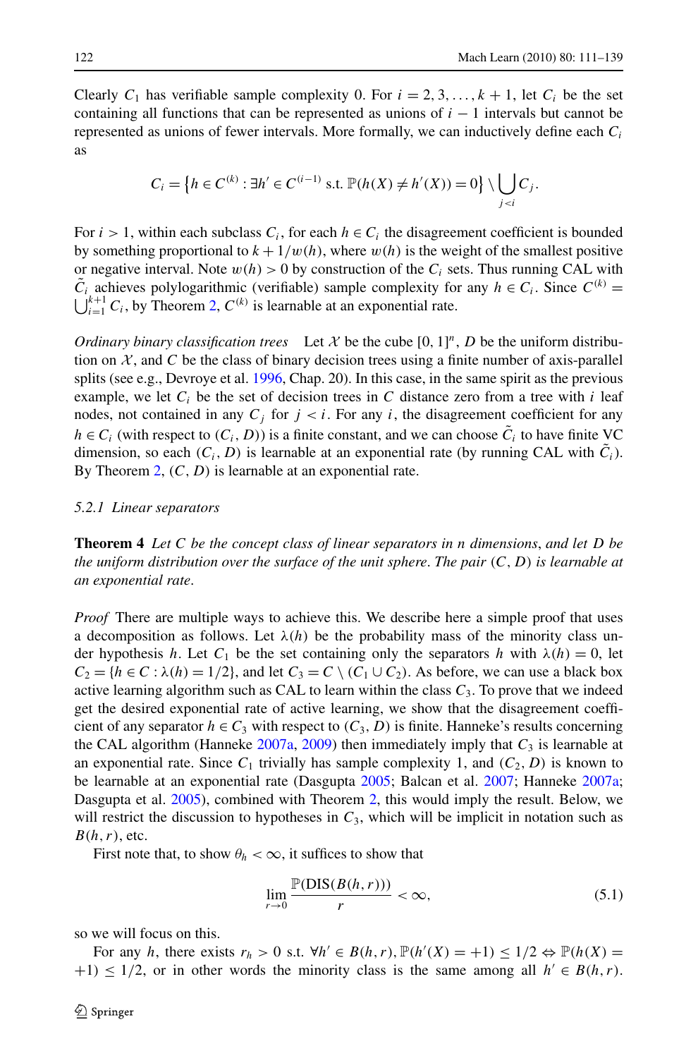Clearly $C_1$ has verifiable sample complexity 0. For $i = 2, 3, \ldots, k+1$, let $C_i$ be the set containing all functions that can be represented as unions of $i-1$ intervals but cannot be represented as unions of fewer intervals. More formally, we can inductively define each $C_i$ as

$$C_i = \left\{h \in C^{(k)} : \exists h' \in C^{(i-1)} \text{ s.t. } \mathbb{P}(h(X) \neq h'(X)) = 0\right\} \setminus \bigcup_{j<i} C_j.$$

For $i > 1$, within each subclass $C_i$, for each $h \in C_i$ the disagreement coefficient is bounded by something proportional to $k + 1/w(h)$, where $w(h)$ is the weight of the smallest positive or negative interval. Note $w(h) > 0$ by construction of the $C_i$ sets. Thus running CAL with $\tilde{C}_i$ achieves polylogarithmic (verifiable) sample complexity for any $h \in C_i$. Since $C^{(k)} = \bigcup_{i=1}^{k+1} C_i$, by Theorem 2, $C^{(k)}$ is learnable at an exponential rate.

*Ordinary binary classification trees* Let $\mathcal{X}$ be the cube $[0,1]^n$, $D$ be the uniform distribution on $\mathcal{X}$, and $C$ be the class of binary decision trees using a finite number of axis-parallel splits (see e.g., Devroye et al. 1996, Chap. 20). In this case, in the same spirit as the previous example, we let $C_i$ be the set of decision trees in $C$ distance zero from a tree with $i$ leaf nodes, not contained in any $C_j$ for $j < i$. For any $i$, the disagreement coefficient for any $h \in C_i$ (with respect to $(C_i, D)$) is a finite constant, and we can choose $\tilde{C}_i$ to have finite VC dimension, so each $(C_i, D)$ is learnable at an exponential rate (by running CAL with $\tilde{C}_i$). By Theorem 2, $(C, D)$ is learnable at an exponential rate.

### 5.2.1 Linear separators

**Theorem 4** *Let $C$ be the concept class of linear separators in $n$ dimensions, and let $D$ be the uniform distribution over the surface of the unit sphere. The pair $(C, D)$ is learnable at an exponential rate.*

*Proof* There are multiple ways to achieve this. We describe here a simple proof that uses a decomposition as follows. Let $\lambda(h)$ be the probability mass of the minority class under hypothesis $h$. Let $C_1$ be the set containing only the separators $h$ with $\lambda(h) = 0$, let $C_2 = \{h \in C : \lambda(h) = 1/2\}$, and let $C_3 = C \setminus (C_1 \cup C_2)$. As before, we can use a black box active learning algorithm such as CAL to learn within the class $C_3$. To prove that we indeed get the desired exponential rate of active learning, we show that the disagreement coefficient of any separator $h \in C_3$ with respect to $(C_3, D)$ is finite. Hanneke's results concerning the CAL algorithm (Hanneke 2007a, 2009) then immediately imply that $C_3$ is learnable at an exponential rate. Since $C_1$ trivially has sample complexity 1, and $(C_2, D)$ is known to be learnable at an exponential rate (Dasgupta 2005; Balcan et al. 2007; Hanneke 2007a; Dasgupta et al. 2005), combined with Theorem 2, this would imply the result. Below, we will restrict the discussion to hypotheses in $C_3$, which will be implicit in notation such as $B(h, r)$, etc.

First note that, to show $\theta_h < \infty$, it suffices to show that

$$\lim_{r \to 0} \frac{\mathbb{P}(\text{DIS}(B(h,r)))}{r} < \infty, \tag{5.1}$$

so we will focus on this.

For any $h$, there exists $r_h > 0$ s.t. $\forall h' \in B(h,r), \mathbb{P}(h'(X) = +1) \le 1/2 \Leftrightarrow \mathbb{P}(h(X) = +1) \le 1/2$, or in other words the minority class is the same among all $h' \in B(h,r)$.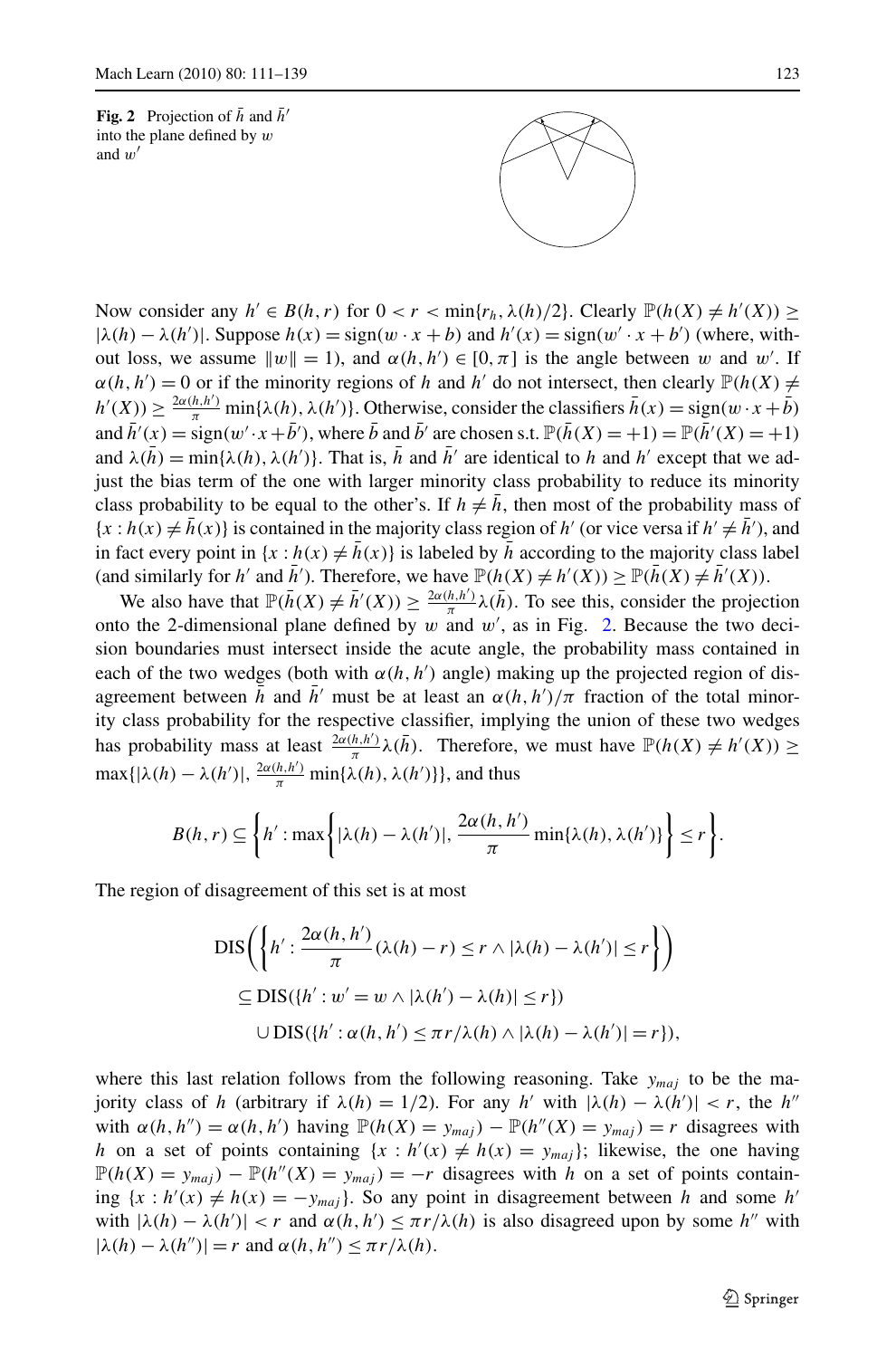**Fig. 2** Projection of $\bar{h}$ and $\bar{h}'$ into the plane defined by $w$ and $w'$

Now consider any $h' \in B(h,r)$ for $0 < r < \min\{r_h, \lambda(h)/2\}$. Clearly $\mathbb{P}(h(X) \neq h'(X)) \geq |\lambda(h) - \lambda(h')|$. Suppose $h(x) = \text{sign}(w \cdot x + b)$ and $h'(x) = \text{sign}(w' \cdot x + b')$ (where, without loss, we assume $\|w\| = 1$), and $\alpha(h,h') \in [0,\pi]$ is the angle between $w$ and $w'$. If $\alpha(h,h') = 0$ or if the minority regions of $h$ and $h'$ do not intersect, then clearly $\mathbb{P}(h(X) \neq h'(X)) \geq \frac{2\alpha(h,h')}{\pi} \min\{\lambda(h), \lambda(h')\}$. Otherwise, consider the classifiers $\bar{h}(x) = \text{sign}(w \cdot x + \bar{b})$ and $\bar{h}'(x) = \text{sign}(w' \cdot x + \bar{b}')$, where $\bar{b}$ and $\bar{b}'$ are chosen s.t. $\mathbb{P}(\bar{h}(X) = +1) = \mathbb{P}(\bar{h}'(X) = +1)$ and $\lambda(\bar{h}) = \min\{\lambda(h), \lambda(h')\}$. That is, $\bar{h}$ and $\bar{h}'$ are identical to $h$ and $h'$ except that we adjust the bias term of the one with larger minority class probability to reduce its minority class probability to be equal to the other's. If $h \neq \bar{h}$, then most of the probability mass of $\{x : h(x) \neq \bar{h}(x)\}$ is contained in the majority class region of $h'$ (or vice versa if $h' \neq \bar{h}'$), and in fact every point in $\{x : h(x) \neq \bar{h}(x)\}$ is labeled by $\bar{h}$ according to the majority class label (and similarly for $h'$ and $\bar{h}'$). Therefore, we have $\mathbb{P}(h(X) \neq h'(X)) \geq \mathbb{P}(\bar{h}(X) \neq \bar{h}'(X))$.

We also have that $\mathbb{P}(\bar{h}(X) \neq \bar{h}'(X)) \geq \frac{2\alpha(h,h')}{\pi}\lambda(\bar{h})$. To see this, consider the projection onto the 2-dimensional plane defined by $w$ and $w'$, as in Fig. 2. Because the two decision boundaries must intersect inside the acute angle, the probability mass contained in each of the two wedges (both with $\alpha(h,h')$ angle) making up the projected region of disagreement between $\bar{h}$ and $\bar{h}'$ must be at least an $\alpha(h,h')/\pi$ fraction of the total minority class probability for the respective classifier, implying the union of these two wedges has probability mass at least $\frac{2\alpha(h,h')}{\pi}\lambda(\bar{h})$. Therefore, we must have $\mathbb{P}(h(X) \neq h'(X)) \geq \max\{|\lambda(h) - \lambda(h')|, \frac{2\alpha(h,h')}{\pi}\min\{\lambda(h), \lambda(h')\}\}$, and thus

$$B(h,r) \subseteq \left\{h' : \max\left\{|\lambda(h) - \lambda(h')|, \frac{2\alpha(h,h')}{\pi}\min\{\lambda(h), \lambda(h')\}\right\} \leq r\right\}.$$

The region of disagreement of this set is at most

$$\begin{aligned}
&\text{DIS}\left(\left\{h' : \frac{2\alpha(h,h')}{\pi}(\lambda(h) - r) \leq r \wedge |\lambda(h) - \lambda(h')| \leq r\right\}\right) \\
&\quad \subseteq \text{DIS}(\{h' : w' = w \wedge |\lambda(h') - \lambda(h)| \leq r\}) \\
&\qquad \cup \text{DIS}(\{h' : \alpha(h,h') \leq \pi r/\lambda(h) \wedge |\lambda(h) - \lambda(h')| = r\}),
\end{aligned}$$

where this last relation follows from the following reasoning. Take $y_{maj}$ to be the majority class of $h$ (arbitrary if $\lambda(h) = 1/2$). For any $h'$ with $|\lambda(h) - \lambda(h')| < r$, the $h''$ with $\alpha(h,h'') = \alpha(h,h')$ having $\mathbb{P}(h(X) = y_{maj}) - \mathbb{P}(h''(X) = y_{maj}) = r$ disagrees with $h$ on a set of points containing $\{x : h'(x) \neq h(x) = y_{maj}\}$; likewise, the one having $\mathbb{P}(h(X) = y_{maj}) - \mathbb{P}(h''(X) = y_{maj}) = -r$ disagrees with $h$ on a set of points containing $\{x : h'(x) \neq h(x) = -y_{maj}\}$. So any point in disagreement between $h$ and some $h'$ with $|\lambda(h) - \lambda(h')| < r$ and $\alpha(h,h') \leq \pi r/\lambda(h)$ is also disagreed upon by some $h''$ with $|\lambda(h) - \lambda(h'')| = r$ and $\alpha(h,h'') \leq \pi r/\lambda(h)$.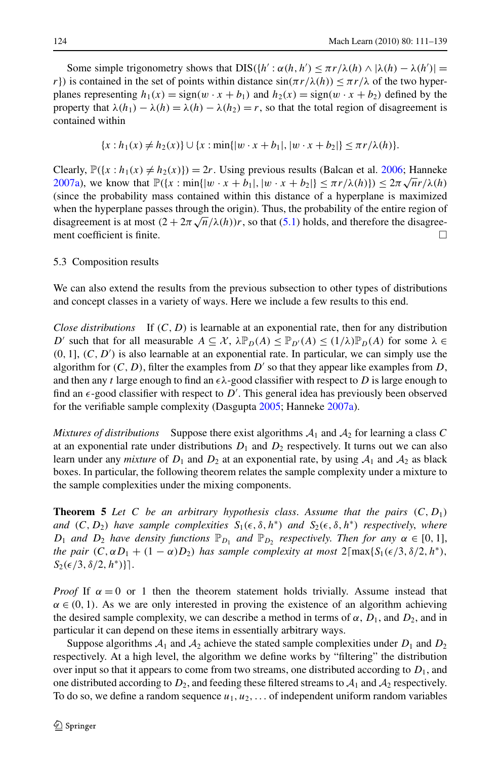Some simple trigonometry shows that $\text{DIS}(\{h' : \alpha(h, h') \leq \pi r/\lambda(h) \wedge |\lambda(h) - \lambda(h')| = r\})$ is contained in the set of points within distance $\sin(\pi r/\lambda(h)) \leq \pi r/\lambda$ of the two hyperplanes representing $h_1(x) = \text{sign}(w \cdot x + b_1)$ and $h_2(x) = \text{sign}(w \cdot x + b_2)$ defined by the property that $\lambda(h_1) - \lambda(h) = \lambda(h) - \lambda(h_2) = r$, so that the total region of disagreement is contained within

$$\{x : h_1(x) \neq h_2(x)\} \cup \{x : \min\{|w \cdot x + b_1|, |w \cdot x + b_2|\} \leq \pi r/\lambda(h)\}.$$

Clearly, $\mathbb{P}(\{x : h_1(x) \neq h_2(x)\}) = 2r$. Using previous results (Balcan et al. 2006; Hanneke 2007a), we know that $\mathbb{P}(\{x : \min\{|w \cdot x + b_1|, |w \cdot x + b_2|\} \leq \pi r/\lambda(h)\}) \leq 2\pi\sqrt{n}r/\lambda(h)$ (since the probability mass contained within this distance of a hyperplane is maximized when the hyperplane passes through the origin). Thus, the probability of the entire region of disagreement is at most $(2 + 2\pi\sqrt{n}/\lambda(h))r$, so that (5.1) holds, and therefore the disagreement coefficient is finite. □

### 5.3 Composition results

We can also extend the results from the previous subsection to other types of distributions and concept classes in a variety of ways. Here we include a few results to this end.

*Close distributions* If $(C, D)$ is learnable at an exponential rate, then for any distribution $D'$ such that for all measurable $A \subseteq \mathcal{X}$, $\lambda\mathbb{P}_D(A) \leq \mathbb{P}_{D'}(A) \leq (1/\lambda)\mathbb{P}_D(A)$ for some $\lambda \in (0, 1]$, $(C, D')$ is also learnable at an exponential rate. In particular, we can simply use the algorithm for $(C, D)$, filter the examples from $D'$ so that they appear like examples from $D$, and then any $t$ large enough to find an $\epsilon\lambda$-good classifier with respect to $D$ is large enough to find an $\epsilon$-good classifier with respect to $D'$. This general idea has previously been observed for the verifiable sample complexity (Dasgupta 2005; Hanneke 2007a).

*Mixtures of distributions* Suppose there exist algorithms $\mathcal{A}_1$ and $\mathcal{A}_2$ for learning a class $C$ at an exponential rate under distributions $D_1$ and $D_2$ respectively. It turns out we can also learn under any *mixture* of $D_1$ and $D_2$ at an exponential rate, by using $\mathcal{A}_1$ and $\mathcal{A}_2$ as black boxes. In particular, the following theorem relates the sample complexity under a mixture to the sample complexities under the mixing components.

**Theorem 5** *Let $C$ be an arbitrary hypothesis class. Assume that the pairs $(C, D_1)$ and $(C, D_2)$ have sample complexities $S_1(\epsilon, \delta, h^*)$ and $S_2(\epsilon, \delta, h^*)$ respectively, where $D_1$ and $D_2$ have density functions $\mathbb{P}_{D_1}$ and $\mathbb{P}_{D_2}$ respectively. Then for any $\alpha \in [0, 1]$, the pair $(C, \alpha D_1 + (1 - \alpha)D_2)$ has sample complexity at most $2\lceil\max\{S_1(\epsilon/3, \delta/2, h^*), S_2(\epsilon/3, \delta/2, h^*)\}\rceil$.*

*Proof* If $\alpha = 0$ or $1$ then the theorem statement holds trivially. Assume instead that $\alpha \in (0, 1)$. As we are only interested in proving the existence of an algorithm achieving the desired sample complexity, we can describe a method in terms of $\alpha$, $D_1$, and $D_2$, and in particular it can depend on these items in essentially arbitrary ways.

Suppose algorithms $\mathcal{A}_1$ and $\mathcal{A}_2$ achieve the stated sample complexities under $D_1$ and $D_2$ respectively. At a high level, the algorithm we define works by "filtering" the distribution over input so that it appears to come from two streams, one distributed according to $D_1$, and one distributed according to $D_2$, and feeding these filtered streams to $\mathcal{A}_1$ and $\mathcal{A}_2$ respectively. To do so, we define a random sequence $u_1, u_2, \ldots$ of independent uniform random variables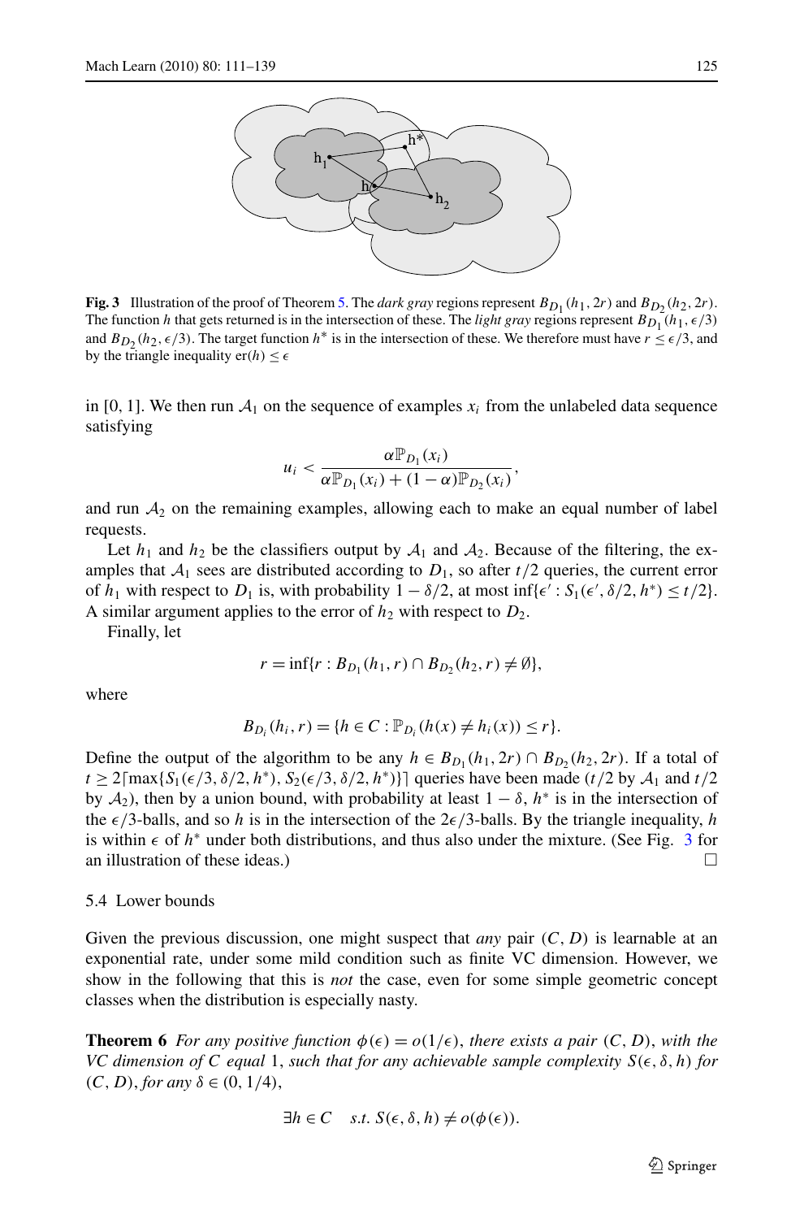**Fig. 3** Illustration of the proof of Theorem 5. The *dark gray* regions represent $B_{D_1}(h_1, 2r)$ and $B_{D_2}(h_2, 2r)$. The function $h$ that gets returned is in the intersection of these. The *light gray* regions represent $B_{D_1}(h_1, \epsilon/3)$ and $B_{D_2}(h_2, \epsilon/3)$. The target function $h^*$ is in the intersection of these. We therefore must have $r \le \epsilon/3$, and by the triangle inequality $\mathrm{er}(h) \le \epsilon$

in [0, 1]. We then run $\mathcal{A}_1$ on the sequence of examples $x_i$ from the unlabeled data sequence satisfying

$$u_i < \frac{\alpha \mathbb{P}_{D_1}(x_i)}{\alpha \mathbb{P}_{D_1}(x_i) + (1-\alpha)\mathbb{P}_{D_2}(x_i)},$$

and run $\mathcal{A}_2$ on the remaining examples, allowing each to make an equal number of label requests.

Let $h_1$ and $h_2$ be the classifiers output by $\mathcal{A}_1$ and $\mathcal{A}_2$. Because of the filtering, the examples that $\mathcal{A}_1$ sees are distributed according to $D_1$, so after $t/2$ queries, the current error of $h_1$ with respect to $D_1$ is, with probability $1 - \delta/2$, at most $\inf\{\epsilon' : S_1(\epsilon', \delta/2, h^*) \le t/2\}$. A similar argument applies to the error of $h_2$ with respect to $D_2$.

Finally, let

$$r = \inf\{r : B_{D_1}(h_1, r) \cap B_{D_2}(h_2, r) \neq \emptyset\},$$

where

$$B_{D_i}(h_i, r) = \{h \in C : \mathbb{P}_{D_i}(h(x) \neq h_i(x)) \le r\}.$$

Define the output of the algorithm to be any $h \in B_{D_1}(h_1, 2r) \cap B_{D_2}(h_2, 2r)$. If a total of $t \ge 2\lceil \max\{S_1(\epsilon/3, \delta/2, h^*), S_2(\epsilon/3, \delta/2, h^*)\}\rceil$ queries have been made ($t/2$ by $\mathcal{A}_1$ and $t/2$ by $\mathcal{A}_2$), then by a union bound, with probability at least $1 - \delta$, $h^*$ is in the intersection of the $\epsilon/3$-balls, and so $h$ is in the intersection of the $2\epsilon/3$-balls. By the triangle inequality, $h$ is within $\epsilon$ of $h^*$ under both distributions, and thus also under the mixture. (See Fig. 3 for an illustration of these ideas.) □

### 5.4 Lower bounds

Given the previous discussion, one might suspect that *any* pair $(C, D)$ is learnable at an exponential rate, under some mild condition such as finite VC dimension. However, we show in the following that this is *not* the case, even for some simple geometric concept classes when the distribution is especially nasty.

**Theorem 6** *For any positive function $\phi(\epsilon) = o(1/\epsilon)$, there exists a pair $(C, D)$, with the VC dimension of $C$ equal 1, such that for any achievable sample complexity $S(\epsilon, \delta, h)$ for $(C, D)$, for any $\delta \in (0, 1/4)$,*

$$\exists h \in C \quad \text{s.t. } S(\epsilon, \delta, h) \neq o(\phi(\epsilon)).$$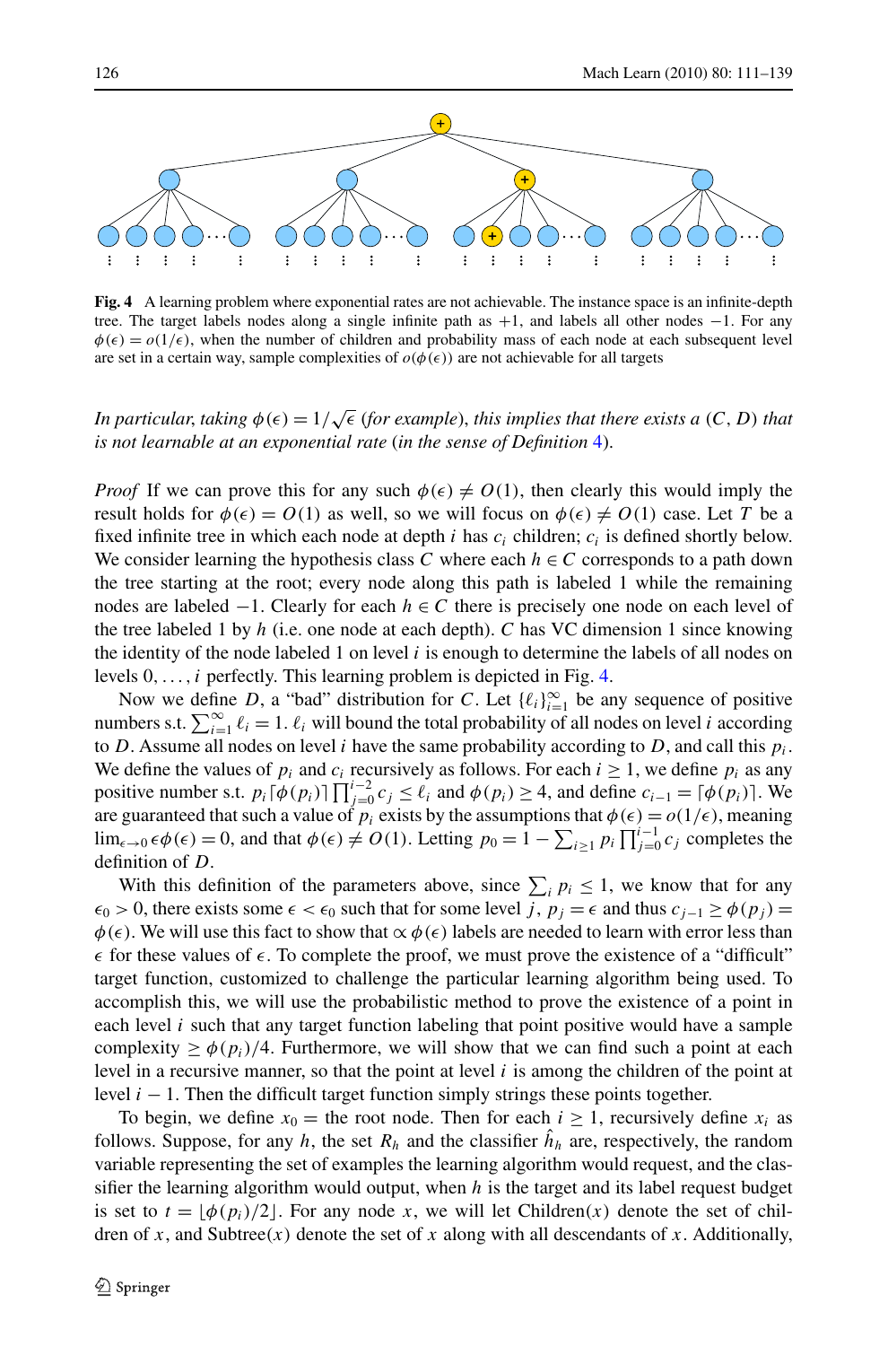**Fig. 4** A learning problem where exponential rates are not achievable. The instance space is an infinite-depth tree. The target labels nodes along a single infinite path as +1, and labels all other nodes −1. For any $\phi(\epsilon) = o(1/\epsilon)$, when the number of children and probability mass of each node at each subsequent level are set in a certain way, sample complexities of $o(\phi(\epsilon))$ are not achievable for all targets

*In particular, taking $\phi(\epsilon) = 1/\sqrt{\epsilon}$ (for example), this implies that there exists a $(C, D)$ that is not learnable at an exponential rate (in the sense of Definition 4).*

*Proof* If we can prove this for any such $\phi(\epsilon) \neq O(1)$, then clearly this would imply the result holds for $\phi(\epsilon) = O(1)$ as well, so we will focus on $\phi(\epsilon) \neq O(1)$ case. Let $T$ be a fixed infinite tree in which each node at depth $i$ has $c_i$ children; $c_i$ is defined shortly below. We consider learning the hypothesis class $C$ where each $h \in C$ corresponds to a path down the tree starting at the root; every node along this path is labeled 1 while the remaining nodes are labeled −1. Clearly for each $h \in C$ there is precisely one node on each level of the tree labeled 1 by $h$ (i.e. one node at each depth). $C$ has VC dimension 1 since knowing the identity of the node labeled 1 on level $i$ is enough to determine the labels of all nodes on levels $0, \ldots, i$ perfectly. This learning problem is depicted in Fig. 4.

Now we define $D$, a "bad" distribution for $C$. Let $\{\ell_i\}_{i=1}^{\infty}$ be any sequence of positive numbers s.t. $\sum_{i=1}^{\infty} \ell_i = 1$. $\ell_i$ will bound the total probability of all nodes on level $i$ according to $D$. Assume all nodes on level $i$ have the same probability according to $D$, and call this $p_i$. We define the values of $p_i$ and $c_i$ recursively as follows. For each $i \geq 1$, we define $p_i$ as any positive number s.t. $p_i \lceil \phi(p_i) \rceil \prod_{j=0}^{i-2} c_j \leq \ell_i$ and $\phi(p_i) \geq 4$, and define $c_{i-1} = \lceil \phi(p_i) \rceil$. We are guaranteed that such a value of $p_i$ exists by the assumptions that $\phi(\epsilon) = o(1/\epsilon)$, meaning $\lim_{\epsilon \to 0} \epsilon \phi(\epsilon) = 0$, and that $\phi(\epsilon) \neq O(1)$. Letting $p_0 = 1 - \sum_{i \geq 1} p_i \prod_{j=0}^{i-1} c_j$ completes the definition of $D$.

With this definition of the parameters above, since $\sum_i p_i \leq 1$, we know that for any $\epsilon_0 > 0$, there exists some $\epsilon < \epsilon_0$ such that for some level $j$, $p_j = \epsilon$ and thus $c_{j-1} \geq \phi(p_j) = \phi(\epsilon)$. We will use this fact to show that $\propto \phi(\epsilon)$ labels are needed to learn with error less than $\epsilon$ for these values of $\epsilon$. To complete the proof, we must prove the existence of a "difficult" target function, customized to challenge the particular learning algorithm being used. To accomplish this, we will use the probabilistic method to prove the existence of a point in each level $i$ such that any target function labeling that point positive would have a sample complexity $\geq \phi(p_i)/4$. Furthermore, we will show that we can find such a point at each level in a recursive manner, so that the point at level $i$ is among the children of the point at level $i - 1$. Then the difficult target function simply strings these points together.

To begin, we define $x_0$ = the root node. Then for each $i \geq 1$, recursively define $x_i$ as follows. Suppose, for any $h$, the set $R_h$ and the classifier $\hat{h}_h$ are, respectively, the random variable representing the set of examples the learning algorithm would request, and the classifier the learning algorithm would output, when $h$ is the target and its label request budget is set to $t = \lfloor \phi(p_i)/2 \rfloor$. For any node $x$, we will let Children$(x)$ denote the set of children of $x$, and Subtree$(x)$ denote the set of $x$ along with all descendants of $x$. Additionally,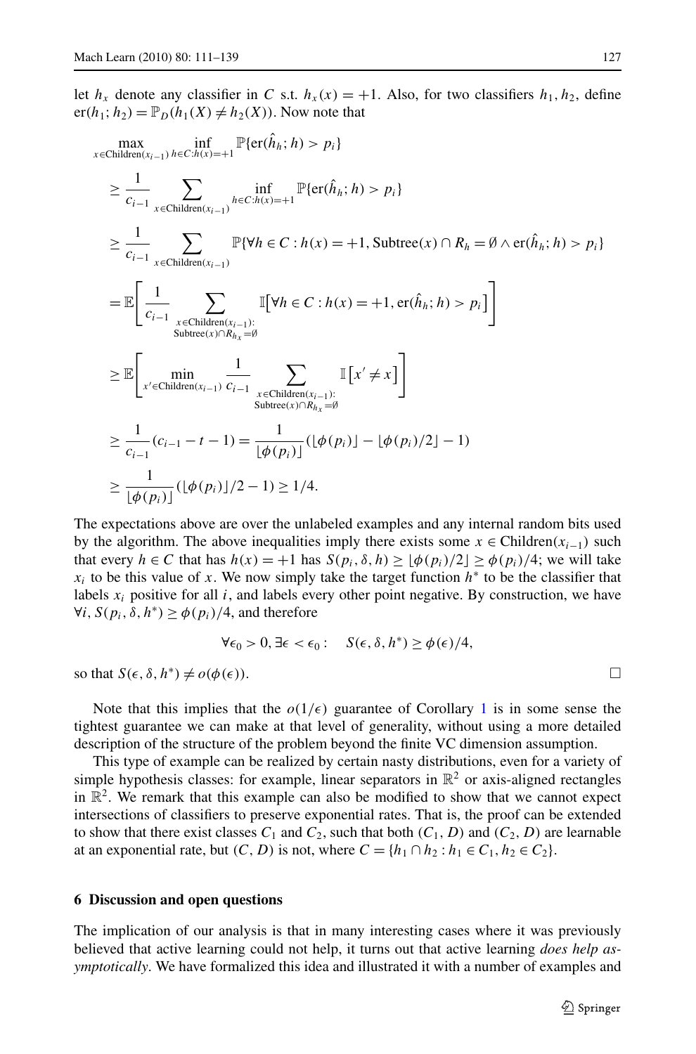let $h_x$ denote any classifier in $C$ s.t. $h_x(x) = +1$. Also, for two classifiers $h_1, h_2$, define $\mathrm{er}(h_1; h_2) = \mathbb{P}_D(h_1(X) \neq h_2(X))$. Now note that

$$
\begin{aligned}
&\max_{x \in \mathrm{Children}(x_{i-1})} \inf_{h \in C: h(x)=+1} \mathbb{P}\{\mathrm{er}(\hat{h}_h; h) > p_i\} \\
&\geq \frac{1}{c_{i-1}} \sum_{x \in \mathrm{Children}(x_{i-1})} \inf_{h \in C: h(x)=+1} \mathbb{P}\{\mathrm{er}(\hat{h}_h; h) > p_i\} \\
&\geq \frac{1}{c_{i-1}} \sum_{x \in \mathrm{Children}(x_{i-1})} \mathbb{P}\{\forall h \in C: h(x) = +1, \mathrm{Subtree}(x) \cap R_h = \emptyset \wedge \mathrm{er}(\hat{h}_h; h) > p_i\} \\
&= \mathbb{E}\left[\frac{1}{c_{i-1}} \sum_{\substack{x \in \mathrm{Children}(x_{i-1}): \\ \mathrm{Subtree}(x) \cap R_{h_x} = \emptyset}} \mathbb{I}\left[\forall h \in C: h(x) = +1, \mathrm{er}(\hat{h}_h; h) > p_i\right]\right] \\
&\geq \mathbb{E}\left[\min_{x' \in \mathrm{Children}(x_{i-1})} \frac{1}{c_{i-1}} \sum_{\substack{x \in \mathrm{Children}(x_{i-1}): \\ \mathrm{Subtree}(x) \cap R_{h_x} = \emptyset}} \mathbb{I}\left[x' \neq x\right]\right] \\
&\geq \frac{1}{c_{i-1}}(c_{i-1} - t - 1) = \frac{1}{\lfloor \phi(p_i) \rfloor}(\lfloor \phi(p_i) \rfloor - \lfloor \phi(p_i)/2 \rfloor - 1) \\
&\geq \frac{1}{\lfloor \phi(p_i) \rfloor}(\lfloor \phi(p_i) \rfloor/2 - 1) \geq 1/4.
\end{aligned}
$$

The expectations above are over the unlabeled examples and any internal random bits used by the algorithm. The above inequalities imply there exists some $x \in \mathrm{Children}(x_{i-1})$ such that every $h \in C$ that has $h(x) = +1$ has $S(p_i, \delta, h) \geq \lfloor \phi(p_i)/2 \rfloor \geq \phi(p_i)/4$; we will take $x_i$ to be this value of $x$. We now simply take the target function $h^*$ to be the classifier that labels $x_i$ positive for all $i$, and labels every other point negative. By construction, we have $\forall i, S(p_i, \delta, h^*) \geq \phi(p_i)/4$, and therefore

$$
\forall \epsilon_0 > 0, \exists \epsilon < \epsilon_0: \quad S(\epsilon, \delta, h^*) \geq \phi(\epsilon)/4,
$$

so that $S(\epsilon, \delta, h^*) \neq o(\phi(\epsilon))$. □

Note that this implies that the $o(1/\epsilon)$ guarantee of Corollary 1 is in some sense the tightest guarantee we can make at that level of generality, without using a more detailed description of the structure of the problem beyond the finite VC dimension assumption.

This type of example can be realized by certain nasty distributions, even for a variety of simple hypothesis classes: for example, linear separators in $\mathbb{R}^2$ or axis-aligned rectangles in $\mathbb{R}^2$. We remark that this example can also be modified to show that we cannot expect intersections of classifiers to preserve exponential rates. That is, the proof can be extended to show that there exist classes $C_1$ and $C_2$, such that both $(C_1, D)$ and $(C_2, D)$ are learnable at an exponential rate, but $(C, D)$ is not, where $C = \{h_1 \cap h_2 : h_1 \in C_1, h_2 \in C_2\}$.

## 6 Discussion and open questions

The implication of our analysis is that in many interesting cases where it was previously believed that active learning could not help, it turns out that active learning *does help asymptotically*. We have formalized this idea and illustrated it with a number of examples and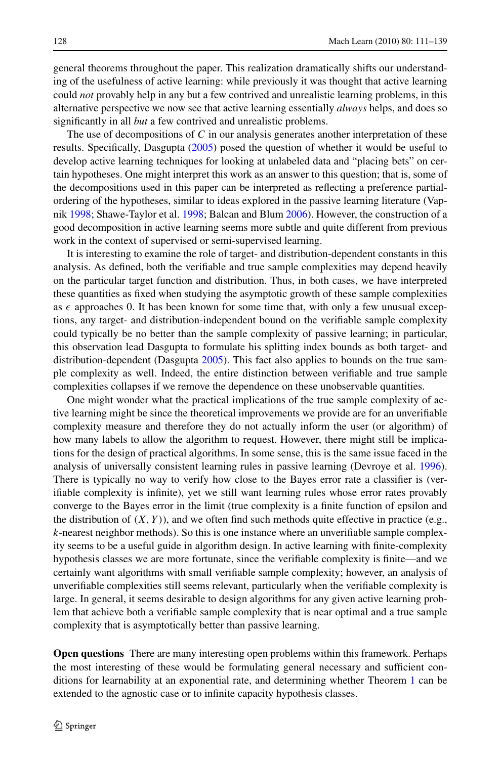general theorems throughout the paper. This realization dramatically shifts our understanding of the usefulness of active learning: while previously it was thought that active learning could *not* provably help in any but a few contrived and unrealistic learning problems, in this alternative perspective we now see that active learning essentially *always* helps, and does so significantly in all *but* a few contrived and unrealistic problems.

The use of decompositions of $C$ in our analysis generates another interpretation of these results. Specifically, Dasgupta (2005) posed the question of whether it would be useful to develop active learning techniques for looking at unlabeled data and "placing bets" on certain hypotheses. One might interpret this work as an answer to this question; that is, some of the decompositions used in this paper can be interpreted as reflecting a preference partial-ordering of the hypotheses, similar to ideas explored in the passive learning literature (Vapnik 1998; Shawe-Taylor et al. 1998; Balcan and Blum 2006). However, the construction of a good decomposition in active learning seems more subtle and quite different from previous work in the context of supervised or semi-supervised learning.

It is interesting to examine the role of target- and distribution-dependent constants in this analysis. As defined, both the verifiable and true sample complexities may depend heavily on the particular target function and distribution. Thus, in both cases, we have interpreted these quantities as fixed when studying the asymptotic growth of these sample complexities as $\epsilon$ approaches 0. It has been known for some time that, with only a few unusual exceptions, any target- and distribution-independent bound on the verifiable sample complexity could typically be no better than the sample complexity of passive learning; in particular, this observation lead Dasgupta to formulate his splitting index bounds as both target- and distribution-dependent (Dasgupta 2005). This fact also applies to bounds on the true sample complexity as well. Indeed, the entire distinction between verifiable and true sample complexities collapses if we remove the dependence on these unobservable quantities.

One might wonder what the practical implications of the true sample complexity of active learning might be since the theoretical improvements we provide are for an unverifiable complexity measure and therefore they do not actually inform the user (or algorithm) of how many labels to allow the algorithm to request. However, there might still be implications for the design of practical algorithms. In some sense, this is the same issue faced in the analysis of universally consistent learning rules in passive learning (Devroye et al. 1996). There is typically no way to verify how close to the Bayes error rate a classifier is (verifiable complexity is infinite), yet we still want learning rules whose error rates provably converge to the Bayes error in the limit (true complexity is a finite function of epsilon and the distribution of $(X, Y)$), and we often find such methods quite effective in practice (e.g., $k$-nearest neighbor methods). So this is one instance where an unverifiable sample complexity seems to be a useful guide in algorithm design. In active learning with finite-complexity hypothesis classes we are more fortunate, since the verifiable complexity is finite—and we certainly want algorithms with small verifiable sample complexity; however, an analysis of unverifiable complexities still seems relevant, particularly when the verifiable complexity is large. In general, it seems desirable to design algorithms for any given active learning problem that achieve both a verifiable sample complexity that is near optimal and a true sample complexity that is asymptotically better than passive learning.

**Open questions** There are many interesting open problems within this framework. Perhaps the most interesting of these would be formulating general necessary and sufficient conditions for learnability at an exponential rate, and determining whether Theorem 1 can be extended to the agnostic case or to infinite capacity hypothesis classes.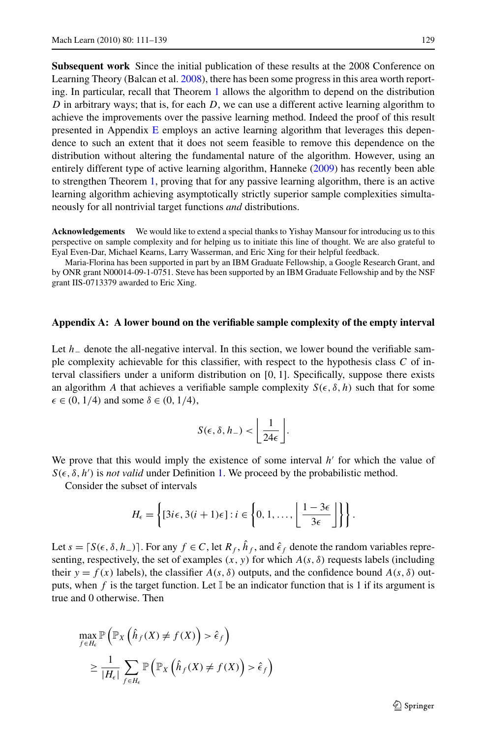**Subsequent work** Since the initial publication of these results at the 2008 Conference on Learning Theory (Balcan et al. 2008), there has been some progress in this area worth reporting. In particular, recall that Theorem 1 allows the algorithm to depend on the distribution $D$ in arbitrary ways; that is, for each $D$, we can use a different active learning algorithm to achieve the improvements over the passive learning method. Indeed the proof of this result presented in Appendix E employs an active learning algorithm that leverages this dependence to such an extent that it does not seem feasible to remove this dependence on the distribution without altering the fundamental nature of the algorithm. However, using an entirely different type of active learning algorithm, Hanneke (2009) has recently been able to strengthen Theorem 1, proving that for any passive learning algorithm, there is an active learning algorithm achieving asymptotically strictly superior sample complexities simultaneously for all nontrivial target functions *and* distributions.

**Acknowledgements** We would like to extend a special thanks to Yishay Mansour for introducing us to this perspective on sample complexity and for helping us to initiate this line of thought. We are also grateful to Eyal Even-Dar, Michael Kearns, Larry Wasserman, and Eric Xing for their helpful feedback.

Maria-Florina has been supported in part by an IBM Graduate Fellowship, a Google Research Grant, and by ONR grant N00014-09-1-0751. Steve has been supported by an IBM Graduate Fellowship and by the NSF grant IIS-0713379 awarded to Eric Xing.

## Appendix A: A lower bound on the verifiable sample complexity of the empty interval

Let $h_-$ denote the all-negative interval. In this section, we lower bound the verifiable sample complexity achievable for this classifier, with respect to the hypothesis class $C$ of interval classifiers under a uniform distribution on $[0, 1]$. Specifically, suppose there exists an algorithm $A$ that achieves a verifiable sample complexity $S(\epsilon, \delta, h)$ such that for some $\epsilon \in (0, 1/4)$ and some $\delta \in (0, 1/4)$,

$$S(\epsilon, \delta, h_-) < \left\lfloor \frac{1}{24\epsilon} \right\rfloor.$$

We prove that this would imply the existence of some interval $h'$ for which the value of $S(\epsilon, \delta, h')$ is *not valid* under Definition 1. We proceed by the probabilistic method.

Consider the subset of intervals

$$H_\epsilon = \left\{ [3i\epsilon, 3(i+1)\epsilon] : i \in \left\{ 0, 1, \ldots, \left\lfloor \frac{1-3\epsilon}{3\epsilon} \right\rfloor \right\} \right\}.$$

Let $s = \lceil S(\epsilon, \delta, h_-) \rceil$. For any $f \in C$, let $R_f$, $\hat{h}_f$, and $\hat{\epsilon}_f$ denote the random variables representing, respectively, the set of examples $(x, y)$ for which $A(s, \delta)$ requests labels (including their $y = f(x)$ labels), the classifier $A(s, \delta)$ outputs, and the confidence bound $A(s, \delta)$ outputs, when $f$ is the target function. Let $\mathbb{I}$ be an indicator function that is 1 if its argument is true and 0 otherwise. Then

$$\begin{aligned}
&\max_{f \in H_\epsilon} \mathbb{P}\left( \mathbb{P}_X\left( \hat{h}_f(X) \neq f(X) \right) > \hat{\epsilon}_f \right) \\
&\quad \geq \frac{1}{|H_\epsilon|} \sum_{f \in H_\epsilon} \mathbb{P}\left( \mathbb{P}_X\left( \hat{h}_f(X) \neq f(X) \right) > \hat{\epsilon}_f \right)
\end{aligned}$$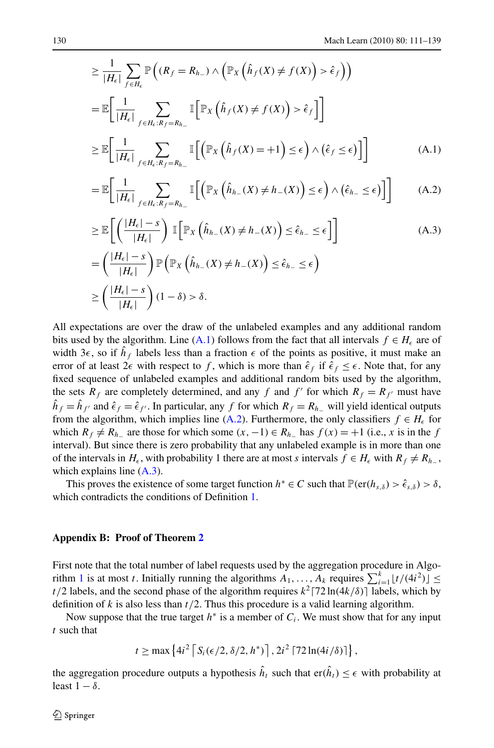$$
\begin{aligned}
&\geq \frac{1}{|H_\epsilon|} \sum_{f \in H_\epsilon} \mathbb{P}\left( (R_f = R_{h_-}) \wedge \left( \mathbb{P}_X\left( \hat{h}_f(X) \neq f(X) \right) > \hat{\epsilon}_f \right) \right) \\
&= \mathbb{E}\left[ \frac{1}{|H_\epsilon|} \sum_{f \in H_\epsilon : R_f = R_{h_-}} \mathbb{I}\left[ \mathbb{P}_X\left( \hat{h}_f(X) \neq f(X) \right) > \hat{\epsilon}_f \right] \right] \\
&\geq \mathbb{E}\left[ \frac{1}{|H_\epsilon|} \sum_{f \in H_\epsilon : R_f = R_{h_-}} \mathbb{I}\left[ \left( \mathbb{P}_X\left( \hat{h}_f(X) = +1 \right) \leq \epsilon \right) \wedge \left( \hat{\epsilon}_f \leq \epsilon \right) \right] \right] &\text{(A.1)} \\
&= \mathbb{E}\left[ \frac{1}{|H_\epsilon|} \sum_{f \in H_\epsilon : R_f = R_{h_-}} \mathbb{I}\left[ \left( \mathbb{P}_X\left( \hat{h}_{h_-}(X) \neq h_-(X) \right) \leq \epsilon \right) \wedge \left( \hat{\epsilon}_{h_-} \leq \epsilon \right) \right] \right] &\text{(A.2)} \\
&\geq \mathbb{E}\left[ \left( \frac{|H_\epsilon| - s}{|H_\epsilon|} \right) \mathbb{I}\left[ \mathbb{P}_X\left( \hat{h}_{h_-}(X) \neq h_-(X) \right) \leq \hat{\epsilon}_{h_-} \leq \epsilon \right] \right] &\text{(A.3)} \\
&= \left( \frac{|H_\epsilon| - s}{|H_\epsilon|} \right) \mathbb{P}\left( \mathbb{P}_X\left( \hat{h}_{h_-}(X) \neq h_-(X) \right) \leq \hat{\epsilon}_{h_-} \leq \epsilon \right) \\
&\geq \left( \frac{|H_\epsilon| - s}{|H_\epsilon|} \right) (1 - \delta) > \delta.
\end{aligned}
$$

All expectations are over the draw of the unlabeled examples and any additional random bits used by the algorithm. Line (A.1) follows from the fact that all intervals $f \in H_\epsilon$ are of width $3\epsilon$, so if $\hat{h}_f$ labels less than a fraction $\epsilon$ of the points as positive, it must make an error of at least $2\epsilon$ with respect to $f$, which is more than $\hat{\epsilon}_f$ if $\hat{\epsilon}_f \leq \epsilon$. Note that, for any fixed sequence of unlabeled examples and additional random bits used by the algorithm, the sets $R_f$ are completely determined, and any $f$ and $f'$ for which $R_f = R_{f'}$ must have $\hat{h}_f = \hat{h}_{f'}$ and $\hat{\epsilon}_f = \hat{\epsilon}_{f'}$. In particular, any $f$ for which $R_f = R_{h_-}$ will yield identical outputs from the algorithm, which implies line (A.2). Furthermore, the only classifiers $f \in H_\epsilon$ for which $R_f \neq R_{h_-}$ are those for which some $(x, -1) \in R_{h_-}$ has $f(x) = +1$ (i.e., $x$ is in the $f$ interval). But since there is zero probability that any unlabeled example is in more than one of the intervals in $H_\epsilon$, with probability 1 there are at most $s$ intervals $f \in H_\epsilon$ with $R_f \neq R_{h_-}$, which explains line (A.3).

This proves the existence of some target function $h^* \in C$ such that $\mathbb{P}(\text{er}(h_{s,\delta}) > \hat{\epsilon}_{s,\delta}) > \delta$, which contradicts the conditions of Definition 1.

## Appendix B: Proof of Theorem 2

First note that the total number of label requests used by the aggregation procedure in Algorithm 1 is at most $t$. Initially running the algorithms $A_1, \ldots, A_k$ requires $\sum_{i=1}^{k} \lfloor t/(4i^2) \rfloor \leq t/2$ labels, and the second phase of the algorithm requires $k^2 \lceil 72 \ln(4k/\delta) \rceil$ labels, which by definition of $k$ is also less than $t/2$. Thus this procedure is a valid learning algorithm.

Now suppose that the true target $h^*$ is a member of $C_i$. We must show that for any input $t$ such that

$$
t \geq \max\left\{ 4i^2 \left\lceil S_i(\epsilon/2, \delta/2, h^*) \right\rceil, 2i^2 \lceil 72 \ln(4i/\delta) \rceil \right\},
$$

the aggregation procedure outputs a hypothesis $\hat{h}_t$ such that $\text{er}(\hat{h}_t) \leq \epsilon$ with probability at least $1 - \delta$.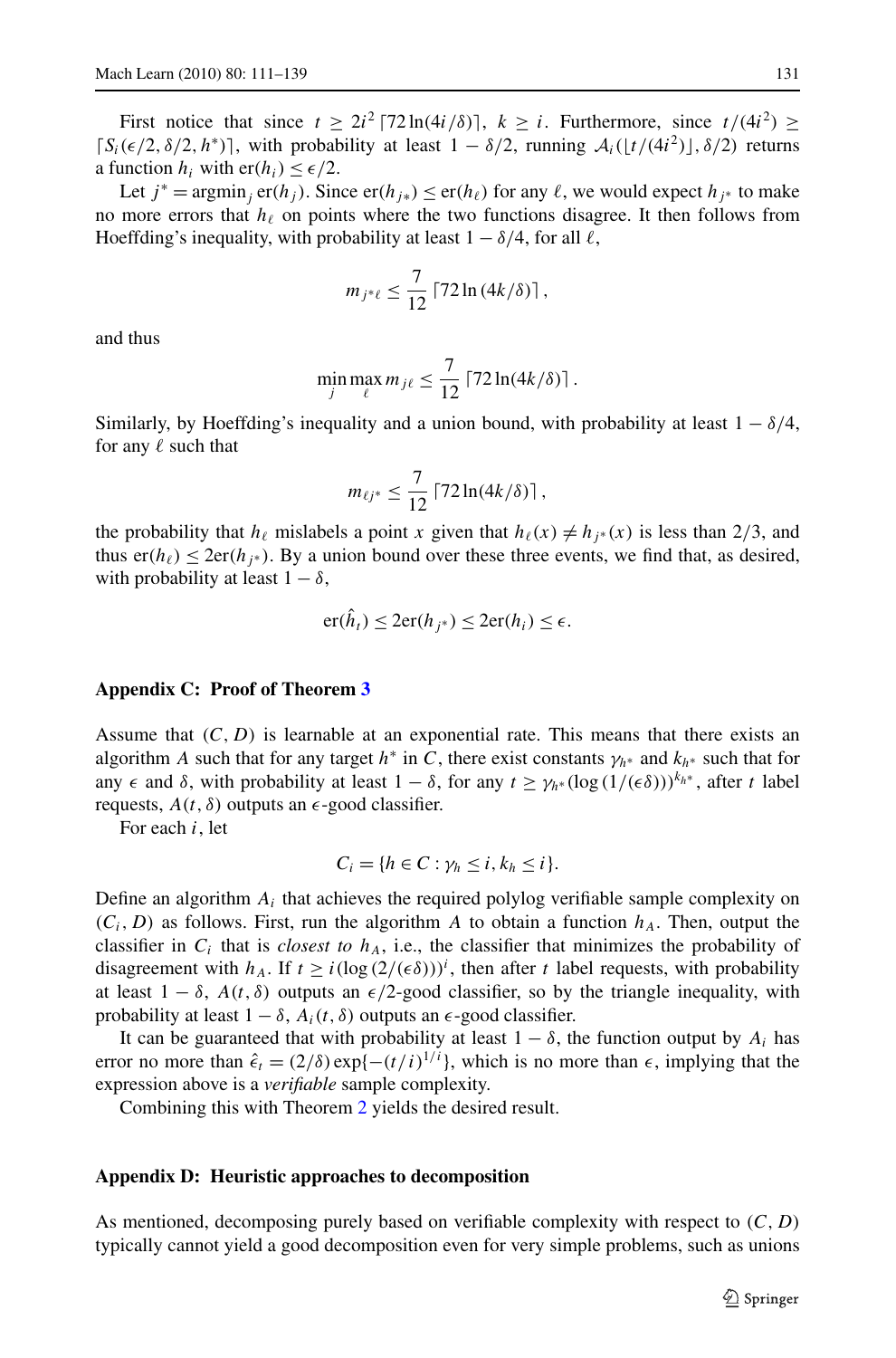First notice that since $t \geq 2i^2 \lceil 72 \ln(4i/\delta) \rceil$, $k \geq i$. Furthermore, since $t/(4i^2) \geq \lceil S_i(\epsilon/2, \delta/2, h^*) \rceil$, with probability at least $1 - \delta/2$, running $\mathcal{A}_i(\lfloor t/(4i^2) \rfloor, \delta/2)$ returns a function $h_i$ with $\text{er}(h_i) \leq \epsilon/2$.

Let $j^* = \text{argmin}_j \, \text{er}(h_j)$. Since $\text{er}(h_{j*}) \leq \text{er}(h_\ell)$ for any $\ell$, we would expect $h_{j^*}$ to make no more errors that $h_\ell$ on points where the two functions disagree. It then follows from Hoeffding's inequality, with probability at least $1 - \delta/4$, for all $\ell$,

$$m_{j^*\ell} \leq \frac{7}{12} \lceil 72 \ln (4k/\delta) \rceil ,$$

and thus

$$\min_j \max_\ell m_{j\ell} \leq \frac{7}{12} \lceil 72 \ln(4k/\delta) \rceil .$$

Similarly, by Hoeffding's inequality and a union bound, with probability at least $1 - \delta/4$, for any $\ell$ such that

$$m_{\ell j^*} \leq \frac{7}{12} \lceil 72 \ln(4k/\delta) \rceil ,$$

the probability that $h_\ell$ mislabels a point $x$ given that $h_\ell(x) \neq h_{j^*}(x)$ is less than $2/3$, and thus $\text{er}(h_\ell) \leq 2\text{er}(h_{j^*})$. By a union bound over these three events, we find that, as desired, with probability at least $1 - \delta$,

$$\text{er}(\hat{h}_t) \leq 2\text{er}(h_{j^*}) \leq 2\text{er}(h_i) \leq \epsilon.$$

## Appendix C: Proof of Theorem 3

Assume that $(C, D)$ is learnable at an exponential rate. This means that there exists an algorithm $A$ such that for any target $h^*$ in $C$, there exist constants $\gamma_{h^*}$ and $k_{h^*}$ such that for any $\epsilon$ and $\delta$, with probability at least $1 - \delta$, for any $t \geq \gamma_{h^*}(\log(1/(\epsilon\delta)))^{k_{h^*}}$, after $t$ label requests, $A(t, \delta)$ outputs an $\epsilon$-good classifier.

For each $i$, let

$$C_i = \{h \in C : \gamma_h \leq i, k_h \leq i\}.$$

Define an algorithm $A_i$ that achieves the required polylog verifiable sample complexity on $(C_i, D)$ as follows. First, run the algorithm $A$ to obtain a function $h_A$. Then, output the classifier in $C_i$ that is *closest to* $h_A$, i.e., the classifier that minimizes the probability of disagreement with $h_A$. If $t \geq i(\log(2/(\epsilon\delta)))^i$, then after $t$ label requests, with probability at least $1 - \delta$, $A(t, \delta)$ outputs an $\epsilon/2$-good classifier, so by the triangle inequality, with probability at least $1 - \delta$, $A_i(t, \delta)$ outputs an $\epsilon$-good classifier.

It can be guaranteed that with probability at least $1 - \delta$, the function output by $A_i$ has error no more than $\hat{\epsilon}_t = (2/\delta)\exp\{-(t/i)^{1/i}\}$, which is no more than $\epsilon$, implying that the expression above is a *verifiable* sample complexity.

Combining this with Theorem 2 yields the desired result.

## Appendix D: Heuristic approaches to decomposition

As mentioned, decomposing purely based on verifiable complexity with respect to $(C, D)$ typically cannot yield a good decomposition even for very simple problems, such as unions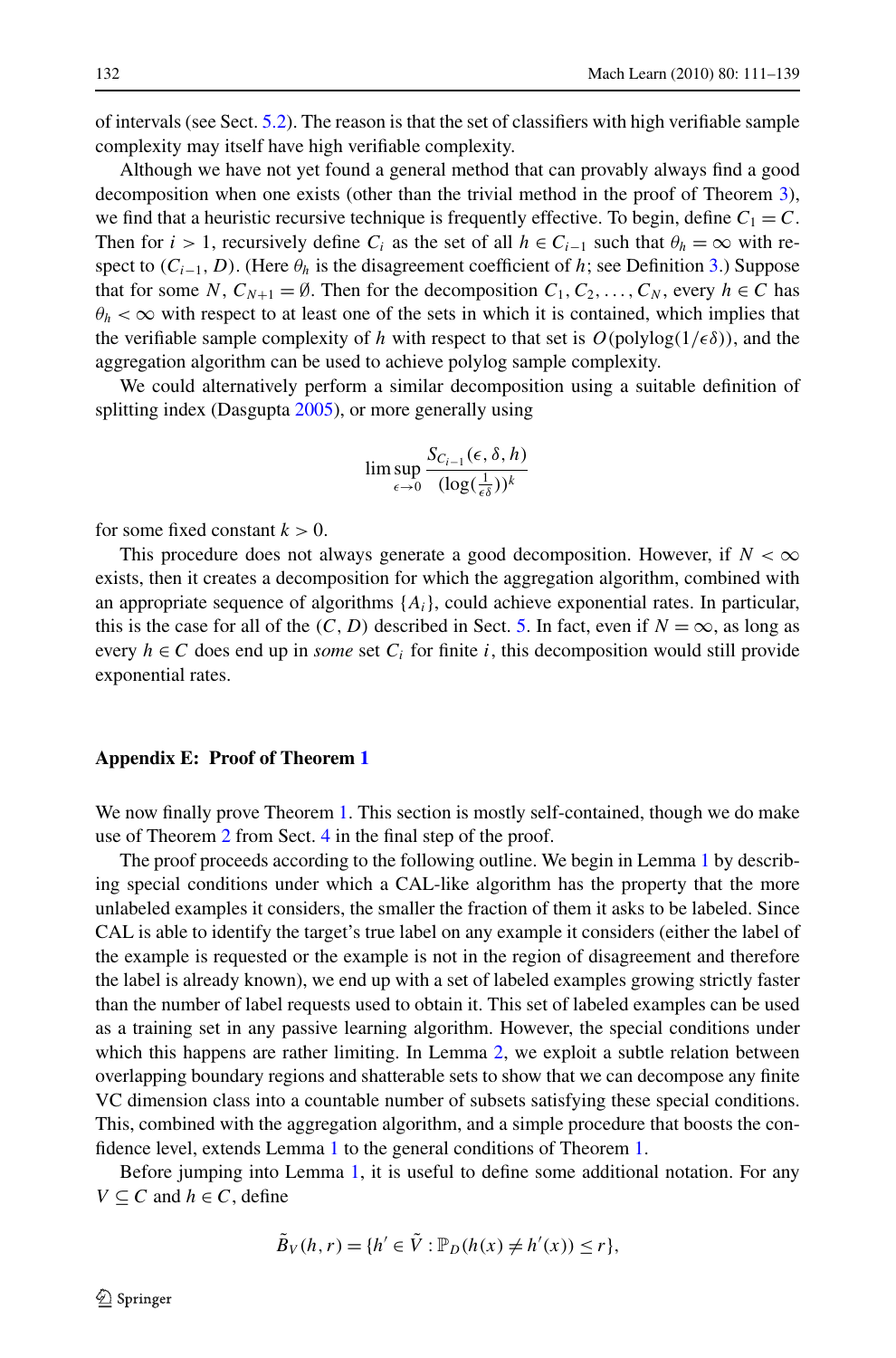of intervals (see Sect. 5.2). The reason is that the set of classifiers with high verifiable sample complexity may itself have high verifiable complexity.

Although we have not yet found a general method that can provably always find a good decomposition when one exists (other than the trivial method in the proof of Theorem 3), we find that a heuristic recursive technique is frequently effective. To begin, define $C_1 = C$. Then for $i > 1$, recursively define $C_i$ as the set of all $h \in C_{i-1}$ such that $\theta_h = \infty$ with respect to $(C_{i-1}, D)$. (Here $\theta_h$ is the disagreement coefficient of $h$; see Definition 3.) Suppose that for some $N$, $C_{N+1} = \emptyset$. Then for the decomposition $C_1, C_2, \ldots, C_N$, every $h \in C$ has $\theta_h < \infty$ with respect to at least one of the sets in which it is contained, which implies that the verifiable sample complexity of $h$ with respect to that set is $O(\text{polylog}(1/\epsilon\delta))$, and the aggregation algorithm can be used to achieve polylog sample complexity.

We could alternatively perform a similar decomposition using a suitable definition of splitting index (Dasgupta 2005), or more generally using

$$\limsup_{\epsilon \to 0} \frac{S_{C_{i-1}}(\epsilon, \delta, h)}{(\log(\frac{1}{\epsilon\delta}))^k}$$

for some fixed constant $k > 0$.

This procedure does not always generate a good decomposition. However, if $N < \infty$ exists, then it creates a decomposition for which the aggregation algorithm, combined with an appropriate sequence of algorithms $\{A_i\}$, could achieve exponential rates. In particular, this is the case for all of the $(C, D)$ described in Sect. 5. In fact, even if $N = \infty$, as long as every $h \in C$ does end up in *some* set $C_i$ for finite $i$, this decomposition would still provide exponential rates.

## Appendix E: Proof of Theorem 1

We now finally prove Theorem 1. This section is mostly self-contained, though we do make use of Theorem 2 from Sect. 4 in the final step of the proof.

The proof proceeds according to the following outline. We begin in Lemma 1 by describing special conditions under which a CAL-like algorithm has the property that the more unlabeled examples it considers, the smaller the fraction of them it asks to be labeled. Since CAL is able to identify the target's true label on any example it considers (either the label of the example is requested or the example is not in the region of disagreement and therefore the label is already known), we end up with a set of labeled examples growing strictly faster than the number of label requests used to obtain it. This set of labeled examples can be used as a training set in any passive learning algorithm. However, the special conditions under which this happens are rather limiting. In Lemma 2, we exploit a subtle relation between overlapping boundary regions and shatterable sets to show that we can decompose any finite VC dimension class into a countable number of subsets satisfying these special conditions. This, combined with the aggregation algorithm, and a simple procedure that boosts the confidence level, extends Lemma 1 to the general conditions of Theorem 1.

Before jumping into Lemma 1, it is useful to define some additional notation. For any $V \subseteq C$ and $h \in C$, define

$$\tilde{B}_V(h, r) = \{h' \in \tilde{V} : \mathbb{P}_D(h(x) \neq h'(x)) \leq r\},$$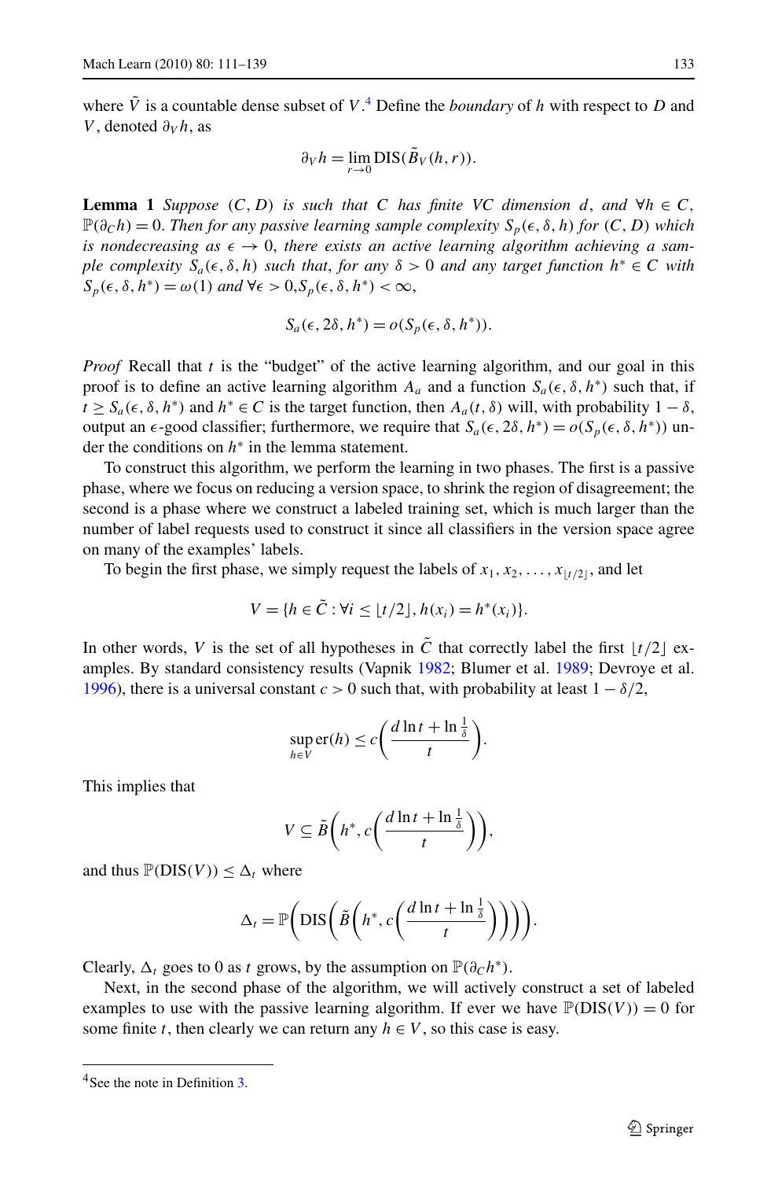where $\tilde{V}$ is a countable dense subset of $V$.[4] Define the *boundary* of $h$ with respect to $D$ and $V$, denoted $\partial_V h$, as

$$\partial_V h = \lim_{r \to 0} \mathrm{DIS}(\tilde{B}_V(h, r)).$$

**Lemma 1** *Suppose $(C, D)$ is such that $C$ has finite VC dimension $d$, and $\forall h \in C$, $\mathbb{P}(\partial_C h) = 0$. Then for any passive learning sample complexity $S_p(\epsilon, \delta, h)$ for $(C, D)$ which is nondecreasing as $\epsilon \to 0$, there exists an active learning algorithm achieving a sample complexity $S_a(\epsilon, \delta, h)$ such that, for any $\delta > 0$ and any target function $h^* \in C$ with $S_p(\epsilon, \delta, h^*) = \omega(1)$ and $\forall \epsilon > 0, S_p(\epsilon, \delta, h^*) < \infty$,*

$$S_a(\epsilon, 2\delta, h^*) = o(S_p(\epsilon, \delta, h^*)).$$

*Proof* Recall that $t$ is the "budget" of the active learning algorithm, and our goal in this proof is to define an active learning algorithm $A_a$ and a function $S_a(\epsilon, \delta, h^*)$ such that, if $t \geq S_a(\epsilon, \delta, h^*)$ and $h^* \in C$ is the target function, then $A_a(t, \delta)$ will, with probability $1 - \delta$, output an $\epsilon$-good classifier; furthermore, we require that $S_a(\epsilon, 2\delta, h^*) = o(S_p(\epsilon, \delta, h^*))$ under the conditions on $h^*$ in the lemma statement.

To construct this algorithm, we perform the learning in two phases. The first is a passive phase, where we focus on reducing a version space, to shrink the region of disagreement; the second is a phase where we construct a labeled training set, which is much larger than the number of label requests used to construct it since all classifiers in the version space agree on many of the examples' labels.

To begin the first phase, we simply request the labels of $x_1, x_2, \ldots, x_{\lfloor t/2 \rfloor}$, and let

$$V = \{h \in \tilde{C} : \forall i \leq \lfloor t/2 \rfloor, h(x_i) = h^*(x_i)\}.$$

In other words, $V$ is the set of all hypotheses in $\tilde{C}$ that correctly label the first $\lfloor t/2 \rfloor$ examples. By standard consistency results (Vapnik 1982; Blumer et al. 1989; Devroye et al. 1996), there is a universal constant $c > 0$ such that, with probability at least $1 - \delta/2$,

$$\sup_{h \in V} \mathrm{er}(h) \leq c\left(\frac{d \ln t + \ln \frac{1}{\delta}}{t}\right).$$

This implies that

$$V \subseteq \tilde{B}\left(h^*, c\left(\frac{d \ln t + \ln \frac{1}{\delta}}{t}\right)\right),$$

and thus $\mathbb{P}(\mathrm{DIS}(V)) \leq \Delta_t$ where

$$\Delta_t = \mathbb{P}\left(\mathrm{DIS}\left(\tilde{B}\left(h^*, c\left(\frac{d \ln t + \ln \frac{1}{\delta}}{t}\right)\right)\right)\right).$$

Clearly, $\Delta_t$ goes to 0 as $t$ grows, by the assumption on $\mathbb{P}(\partial_C h^*)$.

Next, in the second phase of the algorithm, we will actively construct a set of labeled examples to use with the passive learning algorithm. If ever we have $\mathbb{P}(\mathrm{DIS}(V)) = 0$ for some finite $t$, then clearly we can return any $h \in V$, so this case is easy.

---

[4] See the note in Definition 3.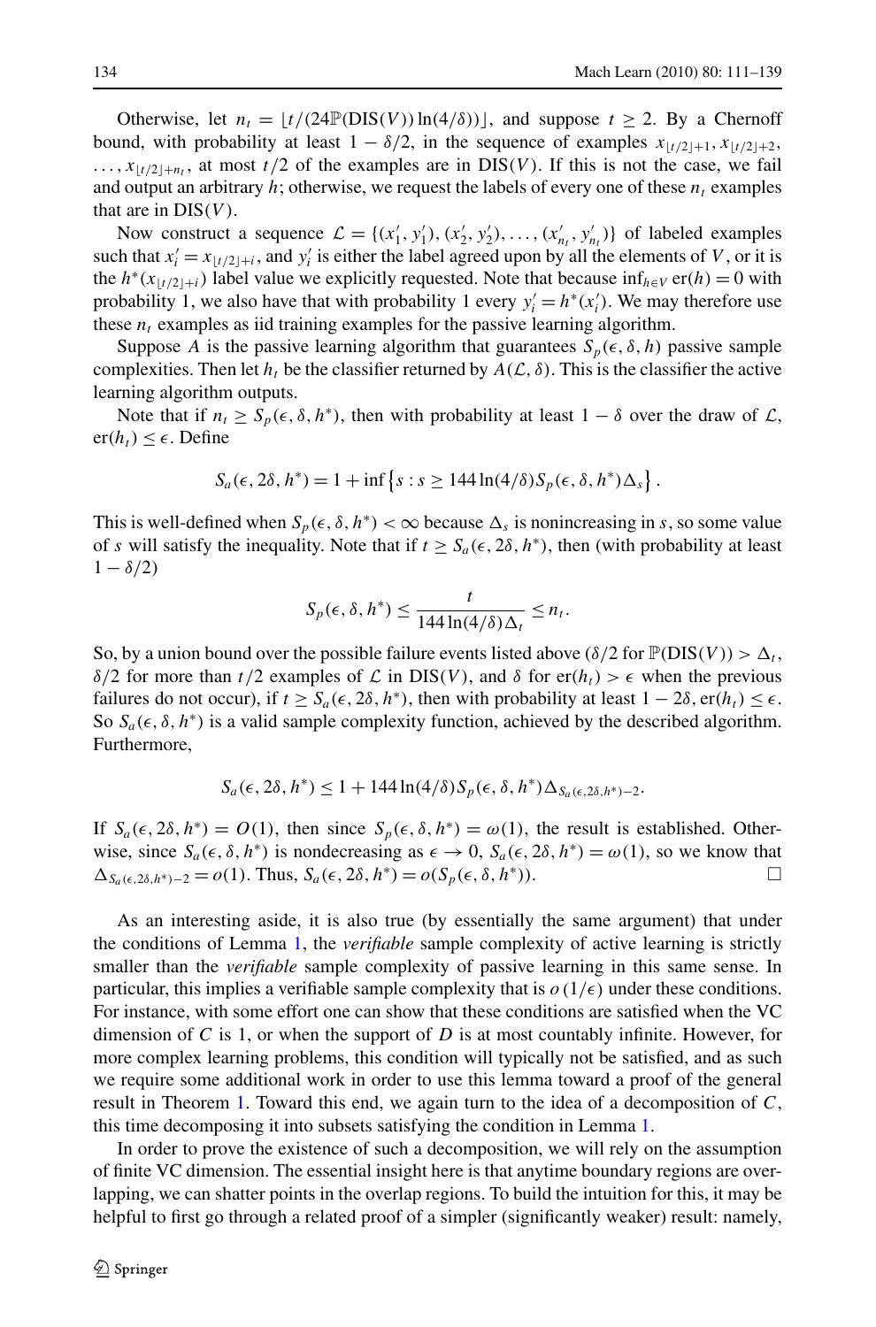Otherwise, let $n_t = \lfloor t/(24\mathbb{P}(\mathrm{DIS}(V))\ln(4/\delta))\rfloor$, and suppose $t \geq 2$. By a Chernoff bound, with probability at least $1 - \delta/2$, in the sequence of examples $x_{\lfloor t/2\rfloor+1}, x_{\lfloor t/2\rfloor+2}, \ldots, x_{\lfloor t/2\rfloor+n_t}$, at most $t/2$ of the examples are in $\mathrm{DIS}(V)$. If this is not the case, we fail and output an arbitrary $h$; otherwise, we request the labels of every one of these $n_t$ examples that are in $\mathrm{DIS}(V)$.

Now construct a sequence $\mathcal{L} = \{(x'_1, y'_1), (x'_2, y'_2), \ldots, (x'_{n_t}, y'_{n_t})\}$ of labeled examples such that $x'_i = x_{\lfloor t/2\rfloor+i}$, and $y'_i$ is either the label agreed upon by all the elements of $V$, or it is the $h^*(x_{\lfloor t/2\rfloor+i})$ label value we explicitly requested. Note that because $\inf_{h\in V}\mathrm{er}(h) = 0$ with probability 1, we also have that with probability 1 every $y'_i = h^*(x'_i)$. We may therefore use these $n_t$ examples as iid training examples for the passive learning algorithm.

Suppose $A$ is the passive learning algorithm that guarantees $S_p(\epsilon, \delta, h)$ passive sample complexities. Then let $h_t$ be the classifier returned by $A(\mathcal{L}, \delta)$. This is the classifier the active learning algorithm outputs.

Note that if $n_t \geq S_p(\epsilon, \delta, h^*)$, then with probability at least $1 - \delta$ over the draw of $\mathcal{L}$, $\mathrm{er}(h_t) \leq \epsilon$. Define

$$S_a(\epsilon, 2\delta, h^*) = 1 + \inf\left\{s : s \geq 144\ln(4/\delta)S_p(\epsilon, \delta, h^*)\Delta_s\right\}.$$

This is well-defined when $S_p(\epsilon, \delta, h^*) < \infty$ because $\Delta_s$ is nonincreasing in $s$, so some value of $s$ will satisfy the inequality. Note that if $t \geq S_a(\epsilon, 2\delta, h^*)$, then (with probability at least $1 - \delta/2$)

$$S_p(\epsilon, \delta, h^*) \leq \frac{t}{144\ln(4/\delta)\Delta_t} \leq n_t.$$

So, by a union bound over the possible failure events listed above ($\delta/2$ for $\mathbb{P}(\mathrm{DIS}(V)) > \Delta_t$, $\delta/2$ for more than $t/2$ examples of $\mathcal{L}$ in $\mathrm{DIS}(V)$, and $\delta$ for $\mathrm{er}(h_t) > \epsilon$ when the previous failures do not occur), if $t \geq S_a(\epsilon, 2\delta, h^*)$, then with probability at least $1 - 2\delta$, $\mathrm{er}(h_t) \leq \epsilon$. So $S_a(\epsilon, \delta, h^*)$ is a valid sample complexity function, achieved by the described algorithm. Furthermore,

$$S_a(\epsilon, 2\delta, h^*) \leq 1 + 144\ln(4/\delta)S_p(\epsilon, \delta, h^*)\Delta_{S_a(\epsilon,2\delta,h^*)-2}.$$

If $S_a(\epsilon, 2\delta, h^*) = O(1)$, then since $S_p(\epsilon, \delta, h^*) = \omega(1)$, the result is established. Otherwise, since $S_a(\epsilon, \delta, h^*)$ is nondecreasing as $\epsilon \to 0$, $S_a(\epsilon, 2\delta, h^*) = \omega(1)$, so we know that $\Delta_{S_a(\epsilon,2\delta,h^*)-2} = o(1)$. Thus, $S_a(\epsilon, 2\delta, h^*) = o(S_p(\epsilon, \delta, h^*))$. □

As an interesting aside, it is also true (by essentially the same argument) that under the conditions of Lemma 1, the *verifiable* sample complexity of active learning is strictly smaller than the *verifiable* sample complexity of passive learning in this same sense. In particular, this implies a verifiable sample complexity that is $o(1/\epsilon)$ under these conditions. For instance, with some effort one can show that these conditions are satisfied when the VC dimension of $C$ is 1, or when the support of $D$ is at most countably infinite. However, for more complex learning problems, this condition will typically not be satisfied, and as such we require some additional work in order to use this lemma toward a proof of the general result in Theorem 1. Toward this end, we again turn to the idea of a decomposition of $C$, this time decomposing it into subsets satisfying the condition in Lemma 1.

In order to prove the existence of such a decomposition, we will rely on the assumption of finite VC dimension. The essential insight here is that anytime boundary regions are overlapping, we can shatter points in the overlap regions. To build the intuition for this, it may be helpful to first go through a related proof of a simpler (significantly weaker) result: namely,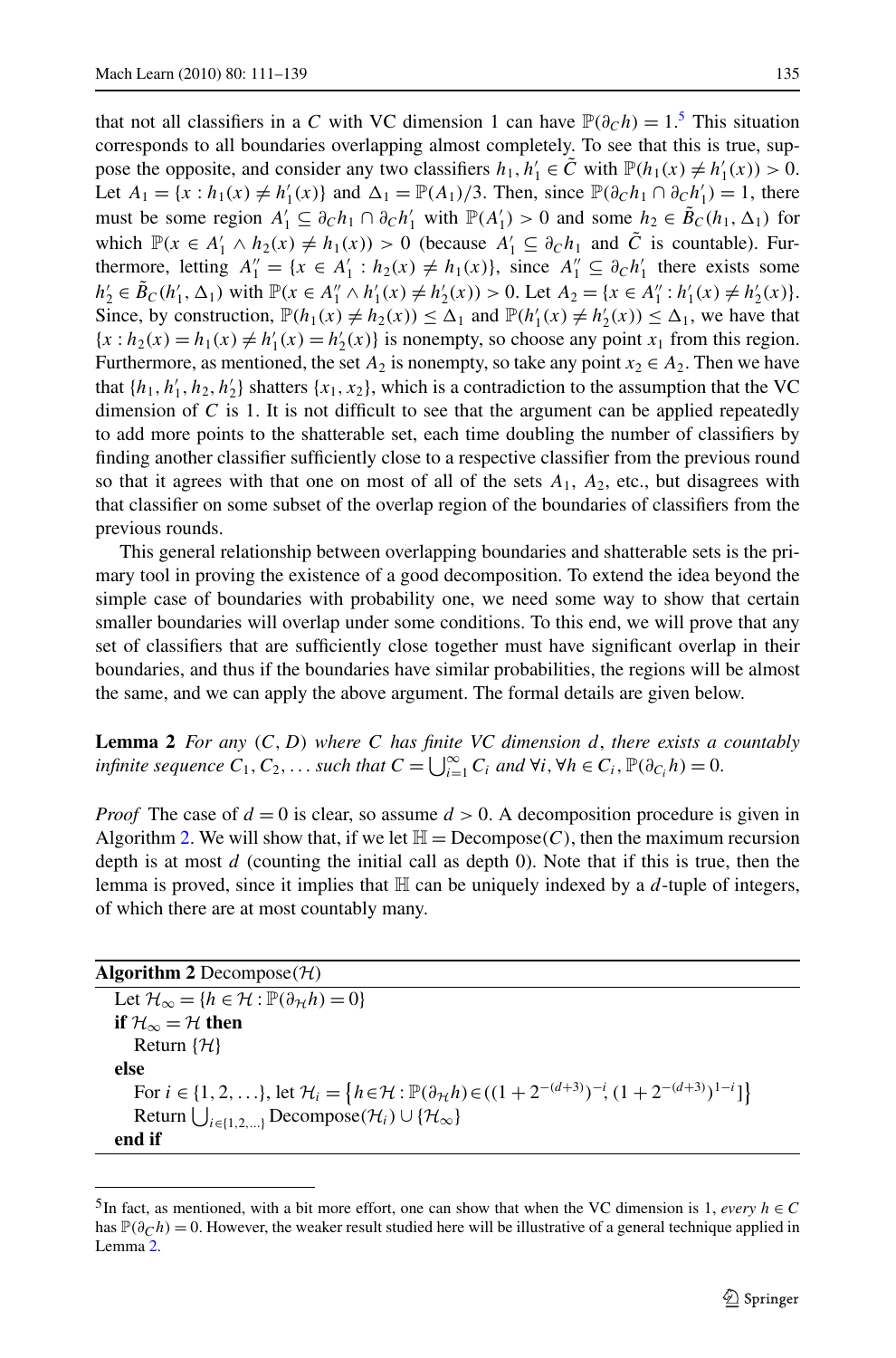that not all classifiers in a $C$ with VC dimension 1 can have $\mathbb{P}(\partial_C h) = 1$.[5] This situation corresponds to all boundaries overlapping almost completely. To see that this is true, suppose the opposite, and consider any two classifiers $h_1, h_1' \in \tilde{C}$ with $\mathbb{P}(h_1(x) \neq h_1'(x)) > 0$. Let $A_1 = \{x : h_1(x) \neq h_1'(x)\}$ and $\Delta_1 = \mathbb{P}(A_1)/3$. Then, since $\mathbb{P}(\partial_C h_1 \cap \partial_C h_1') = 1$, there must be some region $A_1' \subseteq \partial_C h_1 \cap \partial_C h_1'$ with $\mathbb{P}(A_1') > 0$ and some $h_2 \in \tilde{B}_C(h_1, \Delta_1)$ for which $\mathbb{P}(x \in A_1' \wedge h_2(x) \neq h_1(x)) > 0$ (because $A_1' \subseteq \partial_C h_1$ and $\tilde{C}$ is countable). Furthermore, letting $A_1'' = \{x \in A_1' : h_2(x) \neq h_1(x)\}$, since $A_1'' \subseteq \partial_C h_1'$ there exists some $h_2' \in \tilde{B}_C(h_1', \Delta_1)$ with $\mathbb{P}(x \in A_1'' \wedge h_1'(x) \neq h_2'(x)) > 0$. Let $A_2 = \{x \in A_1'' : h_1'(x) \neq h_2'(x)\}$. Since, by construction, $\mathbb{P}(h_1(x) \neq h_2(x)) \leq \Delta_1$ and $\mathbb{P}(h_1'(x) \neq h_2'(x)) \leq \Delta_1$, we have that $\{x : h_2(x) = h_1(x) \neq h_1'(x) = h_2'(x)\}$ is nonempty, so choose any point $x_1$ from this region. Furthermore, as mentioned, the set $A_2$ is nonempty, so take any point $x_2 \in A_2$. Then we have that $\{h_1, h_1', h_2, h_2'\}$ shatters $\{x_1, x_2\}$, which is a contradiction to the assumption that the VC dimension of $C$ is 1. It is not difficult to see that the argument can be applied repeatedly to add more points to the shatterable set, each time doubling the number of classifiers by finding another classifier sufficiently close to a respective classifier from the previous round so that it agrees with that one on most of all of the sets $A_1$, $A_2$, etc., but disagrees with that classifier on some subset of the overlap region of the boundaries of classifiers from the previous rounds.

This general relationship between overlapping boundaries and shatterable sets is the primary tool in proving the existence of a good decomposition. To extend the idea beyond the simple case of boundaries with probability one, we need some way to show that certain smaller boundaries will overlap under some conditions. To this end, we will prove that any set of classifiers that are sufficiently close together must have significant overlap in their boundaries, and thus if the boundaries have similar probabilities, the regions will be almost the same, and we can apply the above argument. The formal details are given below.

**Lemma 2** *For any $(C, D)$ where $C$ has finite VC dimension $d$, there exists a countably infinite sequence $C_1, C_2, \ldots$ such that $C = \bigcup_{i=1}^{\infty} C_i$ and $\forall i, \forall h \in C_i, \mathbb{P}(\partial_{C_i} h) = 0$.*

*Proof* The case of $d = 0$ is clear, so assume $d > 0$. A decomposition procedure is given in Algorithm 2. We will show that, if we let $\mathbb{H} = \text{Decompose}(C)$, then the maximum recursion depth is at most $d$ (counting the initial call as depth 0). Note that if this is true, then the lemma is proved, since it implies that $\mathbb{H}$ can be uniquely indexed by a $d$-tuple of integers, of which there are at most countably many.

**Algorithm 2** Decompose($\mathcal{H}$)

```
Let H_∞ = {h ∈ H : P(∂_H h) = 0}
if H_∞ = H then
    Return {H}
else
    For i ∈ {1, 2, ...}, let H_i = {h ∈ H : P(∂_H h) ∈ ((1 + 2^{-(d+3)})^{-i}, (1 + 2^{-(d+3)})^{1-i}]}
    Return ⋃_{i∈{1,2,...}} Decompose(H_i) ∪ {H_∞}
end if
```

Let $\mathcal{H}_\infty = \{h \in \mathcal{H} : \mathbb{P}(\partial_{\mathcal{H}} h) = 0\}$
**if** $\mathcal{H}_\infty = \mathcal{H}$ **then**
 Return $\{\mathcal{H}\}$
**else**
 For $i \in \{1, 2, \ldots\}$, let $\mathcal{H}_i = \left\{h \in \mathcal{H} : \mathbb{P}(\partial_{\mathcal{H}} h) \in ((1 + 2^{-(d+3)})^{-i}, (1 + 2^{-(d+3)})^{1-i}]\right\}$
 Return $\bigcup_{i \in \{1,2,\ldots\}} \text{Decompose}(\mathcal{H}_i) \cup \{\mathcal{H}_\infty\}$
**end if**

[5] In fact, as mentioned, with a bit more effort, one can show that when the VC dimension is 1, *every* $h \in C$ has $\mathbb{P}(\partial_C h) = 0$. However, the weaker result studied here will be illustrative of a general technique applied in Lemma 2.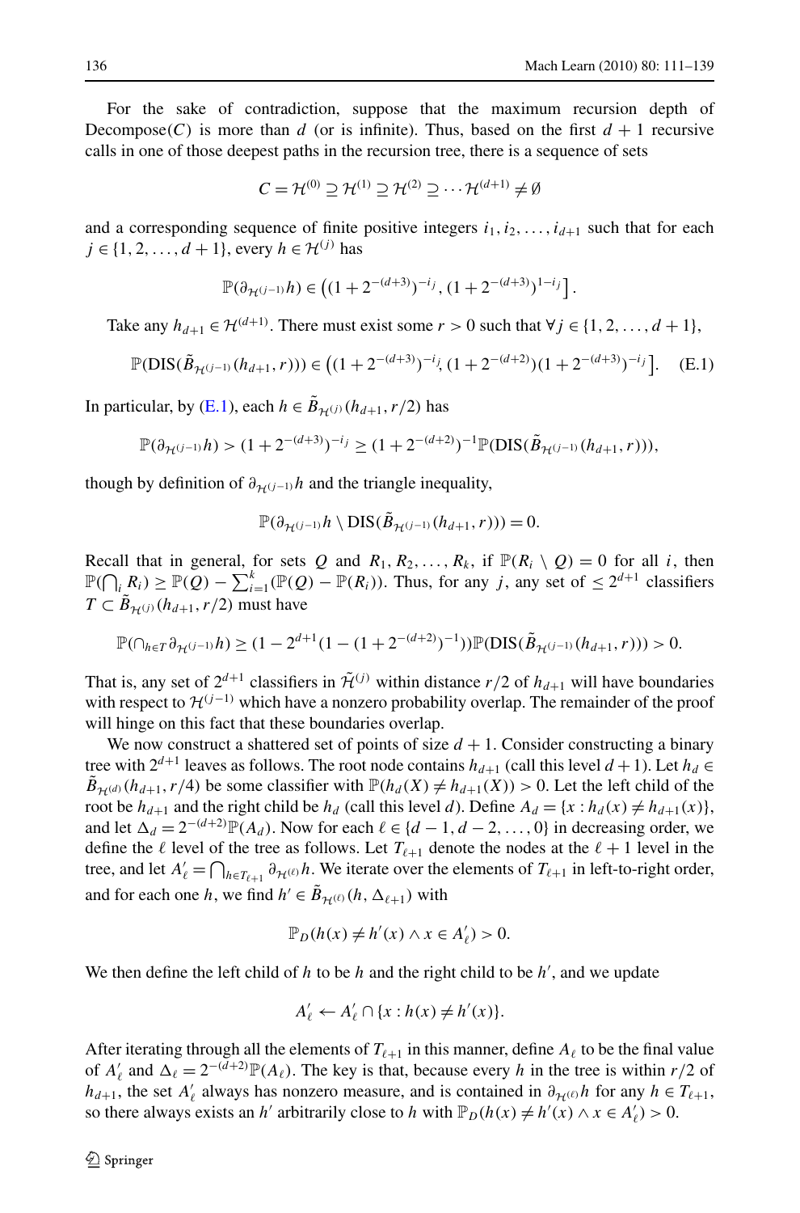For the sake of contradiction, suppose that the maximum recursion depth of Decompose($C$) is more than $d$ (or is infinite). Thus, based on the first $d+1$ recursive calls in one of those deepest paths in the recursion tree, there is a sequence of sets

$$C = \mathcal{H}^{(0)} \supseteq \mathcal{H}^{(1)} \supseteq \mathcal{H}^{(2)} \supseteq \cdots \mathcal{H}^{(d+1)} \neq \emptyset$$

and a corresponding sequence of finite positive integers $i_1, i_2, \ldots, i_{d+1}$ such that for each $j \in \{1, 2, \ldots, d+1\}$, every $h \in \mathcal{H}^{(j)}$ has

$$\mathbb{P}(\partial_{\mathcal{H}^{(j-1)}} h) \in \left((1+2^{-(d+3)})^{-i_j}, (1+2^{-(d+3)})^{1-i_j}\right].$$

Take any $h_{d+1} \in \mathcal{H}^{(d+1)}$. There must exist some $r > 0$ such that $\forall j \in \{1, 2, \ldots, d+1\}$,

$$\mathbb{P}(\mathrm{DIS}(\tilde{B}_{\mathcal{H}^{(j-1)}}(h_{d+1}, r))) \in \left((1+2^{-(d+3)})^{-i_j}, (1+2^{-(d+2)})(1+2^{-(d+3)})^{-i_j}\right]. \quad \text{(E.1)}$$

In particular, by (E.1), each $h \in \tilde{B}_{\mathcal{H}^{(j)}}(h_{d+1}, r/2)$ has

$$\mathbb{P}(\partial_{\mathcal{H}^{(j-1)}} h) > (1+2^{-(d+3)})^{-i_j} \geq (1+2^{-(d+2)})^{-1}\mathbb{P}(\mathrm{DIS}(\tilde{B}_{\mathcal{H}^{(j-1)}}(h_{d+1}, r))),$$

though by definition of $\partial_{\mathcal{H}^{(j-1)}} h$ and the triangle inequality,

$$\mathbb{P}(\partial_{\mathcal{H}^{(j-1)}} h \setminus \mathrm{DIS}(\tilde{B}_{\mathcal{H}^{(j-1)}}(h_{d+1}, r))) = 0.$$

Recall that in general, for sets $Q$ and $R_1, R_2, \ldots, R_k$, if $\mathbb{P}(R_i \setminus Q) = 0$ for all $i$, then $\mathbb{P}(\bigcap_i R_i) \geq \mathbb{P}(Q) - \sum_{i=1}^{k}(\mathbb{P}(Q) - \mathbb{P}(R_i))$. Thus, for any $j$, any set of $\leq 2^{d+1}$ classifiers $T \subset \tilde{B}_{\mathcal{H}^{(j)}}(h_{d+1}, r/2)$ must have

$$\mathbb{P}(\cap_{h \in T} \partial_{\mathcal{H}^{(j-1)}} h) \geq (1 - 2^{d+1}(1-(1+2^{-(d+2)})^{-1}))\mathbb{P}(\mathrm{DIS}(\tilde{B}_{\mathcal{H}^{(j-1)}}(h_{d+1}, r))) > 0.$$

That is, any set of $2^{d+1}$ classifiers in $\tilde{\mathcal{H}}^{(j)}$ within distance $r/2$ of $h_{d+1}$ will have boundaries with respect to $\mathcal{H}^{(j-1)}$ which have a nonzero probability overlap. The remainder of the proof will hinge on this fact that these boundaries overlap.

We now construct a shattered set of points of size $d+1$. Consider constructing a binary tree with $2^{d+1}$ leaves as follows. The root node contains $h_{d+1}$ (call this level $d+1$). Let $h_d \in \tilde{B}_{\mathcal{H}^{(d)}}(h_{d+1}, r/4)$ be some classifier with $\mathbb{P}(h_d(X) \neq h_{d+1}(X)) > 0$. Let the left child of the root be $h_{d+1}$ and the right child be $h_d$ (call this level $d$). Define $A_d = \{x : h_d(x) \neq h_{d+1}(x)\}$, and let $\Delta_d = 2^{-(d+2)}\mathbb{P}(A_d)$. Now for each $\ell \in \{d-1, d-2, \ldots, 0\}$ in decreasing order, we define the $\ell$ level of the tree as follows. Let $T_{\ell+1}$ denote the nodes at the $\ell+1$ level in the tree, and let $A'_\ell = \bigcap_{h \in T_{\ell+1}} \partial_{\mathcal{H}^{(\ell)}} h$. We iterate over the elements of $T_{\ell+1}$ in left-to-right order, and for each one $h$, we find $h' \in \tilde{B}_{\mathcal{H}^{(\ell)}}(h, \Delta_{\ell+1})$ with

$$\mathbb{P}_D(h(x) \neq h'(x) \wedge x \in A'_\ell) > 0.$$

We then define the left child of $h$ to be $h$ and the right child to be $h'$, and we update

$$A'_\ell \leftarrow A'_\ell \cap \{x : h(x) \neq h'(x)\}.$$

After iterating through all the elements of $T_{\ell+1}$ in this manner, define $A_\ell$ to be the final value of $A'_\ell$ and $\Delta_\ell = 2^{-(d+2)}\mathbb{P}(A_\ell)$. The key is that, because every $h$ in the tree is within $r/2$ of $h_{d+1}$, the set $A'_\ell$ always has nonzero measure, and is contained in $\partial_{\mathcal{H}^{(\ell)}} h$ for any $h \in T_{\ell+1}$, so there always exists an $h'$ arbitrarily close to $h$ with $\mathbb{P}_D(h(x) \neq h'(x) \wedge x \in A'_\ell) > 0$.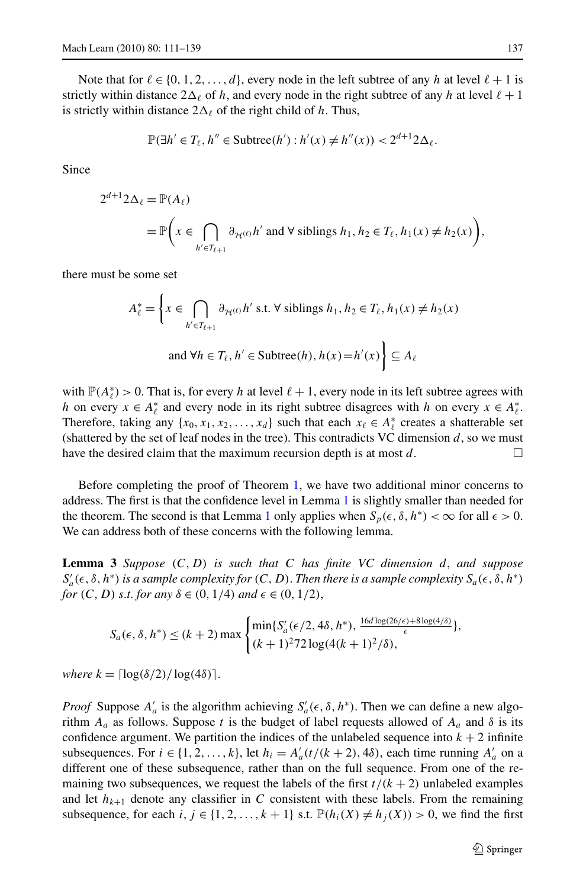Note that for $\ell \in \{0, 1, 2, \ldots, d\}$, every node in the left subtree of any $h$ at level $\ell + 1$ is strictly within distance $2\Delta_\ell$ of $h$, and every node in the right subtree of any $h$ at level $\ell + 1$ is strictly within distance $2\Delta_\ell$ of the right child of $h$. Thus,

$$\mathbb{P}(\exists h' \in T_\ell, h'' \in \text{Subtree}(h') : h'(x) \neq h''(x)) < 2^{d+1} 2\Delta_\ell.$$

Since

$$\begin{aligned} 2^{d+1} 2\Delta_\ell &= \mathbb{P}(A_\ell) \\ &= \mathbb{P}\Bigg(x \in \bigcap_{h' \in T_{\ell+1}} \partial_{\mathcal{H}^{(\ell)}} h' \text{ and } \forall \text{ siblings } h_1, h_2 \in T_\ell, h_1(x) \neq h_2(x)\Bigg), \end{aligned}$$

there must be some set

$$A_\ell^* = \Bigg\{x \in \bigcap_{h' \in T_{\ell+1}} \partial_{\mathcal{H}^{(\ell)}} h' \text{ s.t. } \forall \text{ siblings } h_1, h_2 \in T_\ell, h_1(x) \neq h_2(x) \\ \text{and } \forall h \in T_\ell, h' \in \text{Subtree}(h), h(x) = h'(x)\Bigg\} \subseteq A_\ell$$

with $\mathbb{P}(A_\ell^*) > 0$. That is, for every $h$ at level $\ell + 1$, every node in its left subtree agrees with $h$ on every $x \in A_\ell^*$ and every node in its right subtree disagrees with $h$ on every $x \in A_\ell^*$. Therefore, taking any $\{x_0, x_1, x_2, \ldots, x_d\}$ such that each $x_\ell \in A_\ell^*$ creates a shatterable set (shattered by the set of leaf nodes in the tree). This contradicts VC dimension $d$, so we must have the desired claim that the maximum recursion depth is at most $d$. □

Before completing the proof of Theorem 1, we have two additional minor concerns to address. The first is that the confidence level in Lemma 1 is slightly smaller than needed for the theorem. The second is that Lemma 1 only applies when $S_p(\epsilon, \delta, h^*) < \infty$ for all $\epsilon > 0$. We can address both of these concerns with the following lemma.

**Lemma 3** *Suppose* $(C, D)$ *is such that* $C$ *has finite VC dimension* $d$*, and suppose* $S_a'(\epsilon, \delta, h^*)$ *is a sample complexity for* $(C, D)$*. Then there is a sample complexity* $S_a(\epsilon, \delta, h^*)$ *for* $(C, D)$ *s.t. for any* $\delta \in (0, 1/4)$ *and* $\epsilon \in (0, 1/2)$,

$$S_a(\epsilon, \delta, h^*) \leq (k + 2) \max \begin{cases} \min\{S_a'(\epsilon/2, 4\delta, h^*), \frac{16d \log(26/\epsilon) + 8 \log(4/\delta)}{\epsilon}\}, \\ (k + 1)^2 72 \log(4(k + 1)^2/\delta), \end{cases}$$

*where* $k = \lceil \log(\delta/2)/\log(4\delta) \rceil$.

*Proof* Suppose $A_a'$ is the algorithm achieving $S_a'(\epsilon, \delta, h^*)$. Then we can define a new algorithm $A_a$ as follows. Suppose $t$ is the budget of label requests allowed of $A_a$ and $\delta$ is its confidence argument. We partition the indices of the unlabeled sequence into $k + 2$ infinite subsequences. For $i \in \{1, 2, \ldots, k\}$, let $h_i = A_a'(t/(k + 2), 4\delta)$, each time running $A_a'$ on a different one of these subsequence, rather than on the full sequence. From one of the remaining two subsequences, we request the labels of the first $t/(k + 2)$ unlabeled examples and let $h_{k+1}$ denote any classifier in $C$ consistent with these labels. From the remaining subsequence, for each $i, j \in \{1, 2, \ldots, k + 1\}$ s.t. $\mathbb{P}(h_i(X) \neq h_j(X)) > 0$, we find the first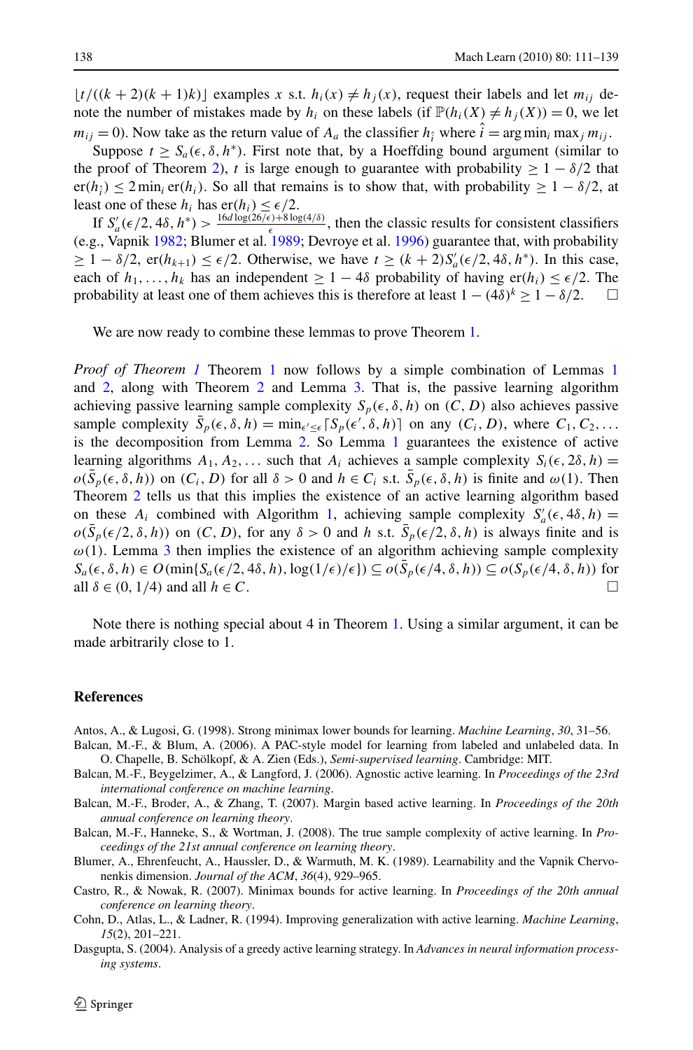$\lfloor t/((k+2)(k+1)k) \rfloor$ examples $x$ s.t. $h_i(x) \neq h_j(x)$, request their labels and let $m_{ij}$ denote the number of mistakes made by $h_i$ on these labels (if $\mathbb{P}(h_i(X) \neq h_j(X)) = 0$, we let $m_{ij} = 0$). Now take as the return value of $A_a$ the classifier $h_{\hat{i}}$ where $\hat{i} = \arg\min_i \max_j m_{ij}$.

Suppose $t \geq S_a(\epsilon, \delta, h^*)$. First note that, by a Hoeffding bound argument (similar to the proof of Theorem 2), $t$ is large enough to guarantee with probability $\geq 1 - \delta/2$ that $\mathrm{er}(h_{\hat{i}}) \leq 2 \min_i \mathrm{er}(h_i)$. So all that remains is to show that, with probability $\geq 1 - \delta/2$, at least one of these $h_i$ has $\mathrm{er}(h_i) \leq \epsilon/2$.

If $S'_a(\epsilon/2, 4\delta, h^*) > \frac{16d \log(26/\epsilon) + 8 \log(4/\delta)}{\epsilon}$, then the classic results for consistent classifiers (e.g., Vapnik 1982; Blumer et al. 1989; Devroye et al. 1996) guarantee that, with probability $\geq 1 - \delta/2$, $\mathrm{er}(h_{k+1}) \leq \epsilon/2$. Otherwise, we have $t \geq (k+2) S'_a(\epsilon/2, 4\delta, h^*)$. In this case, each of $h_1, \ldots, h_k$ has an independent $\geq 1 - 4\delta$ probability of having $\mathrm{er}(h_i) \leq \epsilon/2$. The probability at least one of them achieves this is therefore at least $1 - (4\delta)^k \geq 1 - \delta/2$. □

We are now ready to combine these lemmas to prove Theorem 1.

*Proof of Theorem 1* Theorem 1 now follows by a simple combination of Lemmas 1 and 2, along with Theorem 2 and Lemma 3. That is, the passive learning algorithm achieving passive learning sample complexity $S_p(\epsilon, \delta, h)$ on $(C, D)$ also achieves passive sample complexity $\bar{S}_p(\epsilon, \delta, h) = \min_{\epsilon' \leq \epsilon} \lceil S_p(\epsilon', \delta, h) \rceil$ on any $(C_i, D)$, where $C_1, C_2, \ldots$ is the decomposition from Lemma 2. So Lemma 1 guarantees the existence of active learning algorithms $A_1, A_2, \ldots$ such that $A_i$ achieves a sample complexity $S_i(\epsilon, 2\delta, h) = o(\bar{S}_p(\epsilon, \delta, h))$ on $(C_i, D)$ for all $\delta > 0$ and $h \in C_i$ s.t. $\bar{S}_p(\epsilon, \delta, h)$ is finite and $\omega(1)$. Then Theorem 2 tells us that this implies the existence of an active learning algorithm based on these $A_i$ combined with Algorithm 1, achieving sample complexity $S'_a(\epsilon, 4\delta, h) = o(\bar{S}_p(\epsilon/2, \delta, h))$ on $(C, D)$, for any $\delta > 0$ and $h$ s.t. $\bar{S}_p(\epsilon/2, \delta, h)$ is always finite and is $\omega(1)$. Lemma 3 then implies the existence of an algorithm achieving sample complexity $S_a(\epsilon, \delta, h) \in O(\min\{S_a(\epsilon/2, 4\delta, h), \log(1/\epsilon)/\epsilon\}) \subseteq o(\bar{S}_p(\epsilon/4, \delta, h)) \subseteq o(S_p(\epsilon/4, \delta, h))$ for all $\delta \in (0, 1/4)$ and all $h \in C$. □

Note there is nothing special about 4 in Theorem 1. Using a similar argument, it can be made arbitrarily close to 1.

## References

Antos, A., & Lugosi, G. (1998). Strong minimax lower bounds for learning. *Machine Learning*, *30*, 31–56.

Balcan, M.-F., & Blum, A. (2006). A PAC-style model for learning from labeled and unlabeled data. In O. Chapelle, B. Schölkopf, & A. Zien (Eds.), *Semi-supervised learning*. Cambridge: MIT.

Balcan, M.-F., Beygelzimer, A., & Langford, J. (2006). Agnostic active learning. In *Proceedings of the 23rd international conference on machine learning*.

Balcan, M.-F., Broder, A., & Zhang, T. (2007). Margin based active learning. In *Proceedings of the 20th annual conference on learning theory*.

Balcan, M.-F., Hanneke, S., & Wortman, J. (2008). The true sample complexity of active learning. In *Proceedings of the 21st annual conference on learning theory*.

Blumer, A., Ehrenfeucht, A., Haussler, D., & Warmuth, M. K. (1989). Learnability and the Vapnik Chervonenkis dimension. *Journal of the ACM*, *36*(4), 929–965.

Castro, R., & Nowak, R. (2007). Minimax bounds for active learning. In *Proceedings of the 20th annual conference on learning theory*.

Cohn, D., Atlas, L., & Ladner, R. (1994). Improving generalization with active learning. *Machine Learning*, *15*(2), 201–221.

Dasgupta, S. (2004). Analysis of a greedy active learning strategy. In *Advances in neural information processing systems*.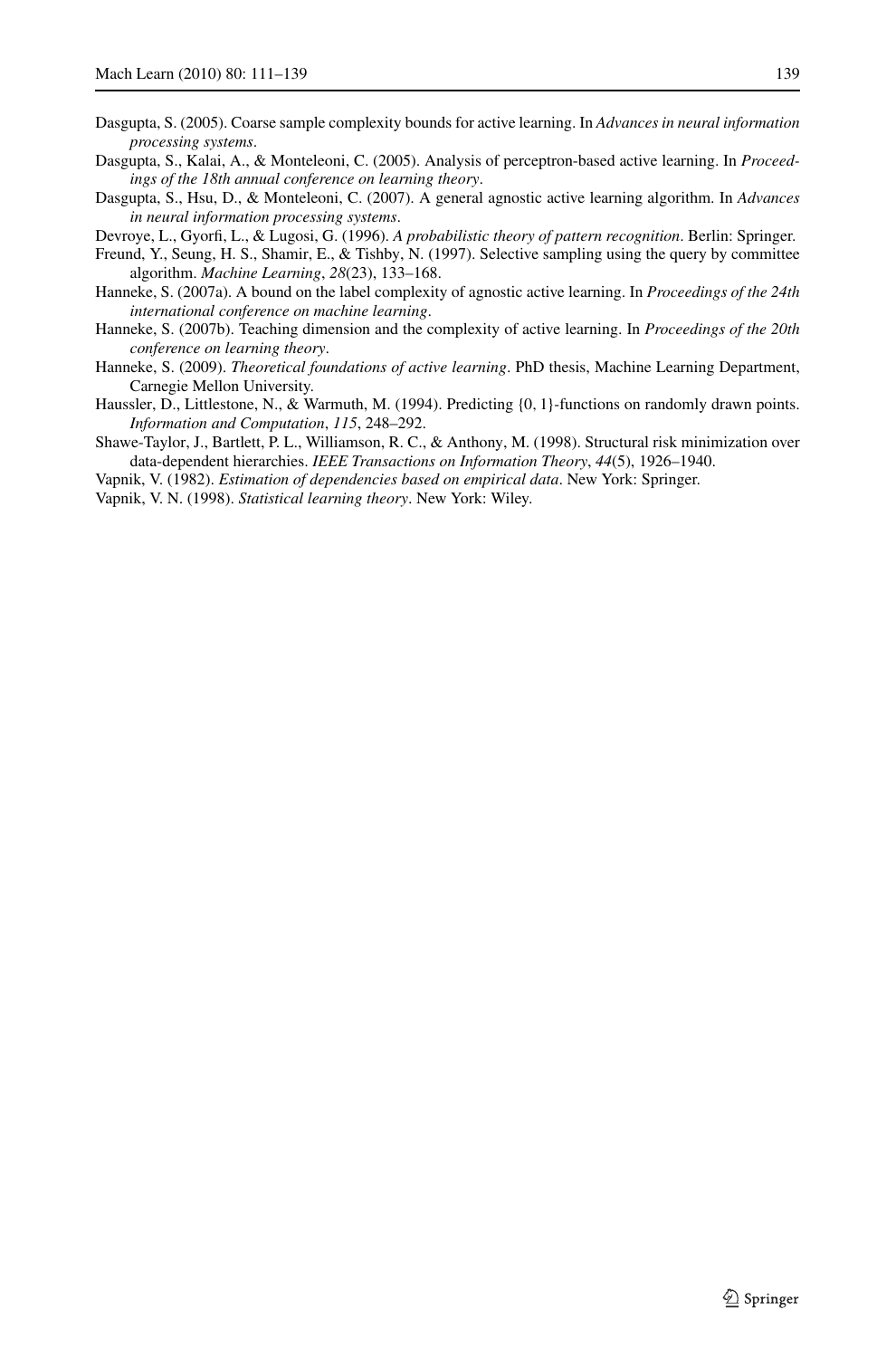Dasgupta, S. (2005). Coarse sample complexity bounds for active learning. In *Advances in neural information processing systems*.

Dasgupta, S., Kalai, A., & Monteleoni, C. (2005). Analysis of perceptron-based active learning. In *Proceedings of the 18th annual conference on learning theory*.

Dasgupta, S., Hsu, D., & Monteleoni, C. (2007). A general agnostic active learning algorithm. In *Advances in neural information processing systems*.

Devroye, L., Gyorfi, L., & Lugosi, G. (1996). *A probabilistic theory of pattern recognition*. Berlin: Springer.

Freund, Y., Seung, H. S., Shamir, E., & Tishby, N. (1997). Selective sampling using the query by committee algorithm. *Machine Learning*, *28*(23), 133–168.

Hanneke, S. (2007a). A bound on the label complexity of agnostic active learning. In *Proceedings of the 24th international conference on machine learning*.

Hanneke, S. (2007b). Teaching dimension and the complexity of active learning. In *Proceedings of the 20th conference on learning theory*.

Hanneke, S. (2009). *Theoretical foundations of active learning*. PhD thesis, Machine Learning Department, Carnegie Mellon University.

Haussler, D., Littlestone, N., & Warmuth, M. (1994). Predicting {0, 1}-functions on randomly drawn points. *Information and Computation*, *115*, 248–292.

Shawe-Taylor, J., Bartlett, P. L., Williamson, R. C., & Anthony, M. (1998). Structural risk minimization over data-dependent hierarchies. *IEEE Transactions on Information Theory*, *44*(5), 1926–1940.

Vapnik, V. (1982). *Estimation of dependencies based on empirical data*. New York: Springer.

Vapnik, V. N. (1998). *Statistical learning theory*. New York: Wiley.